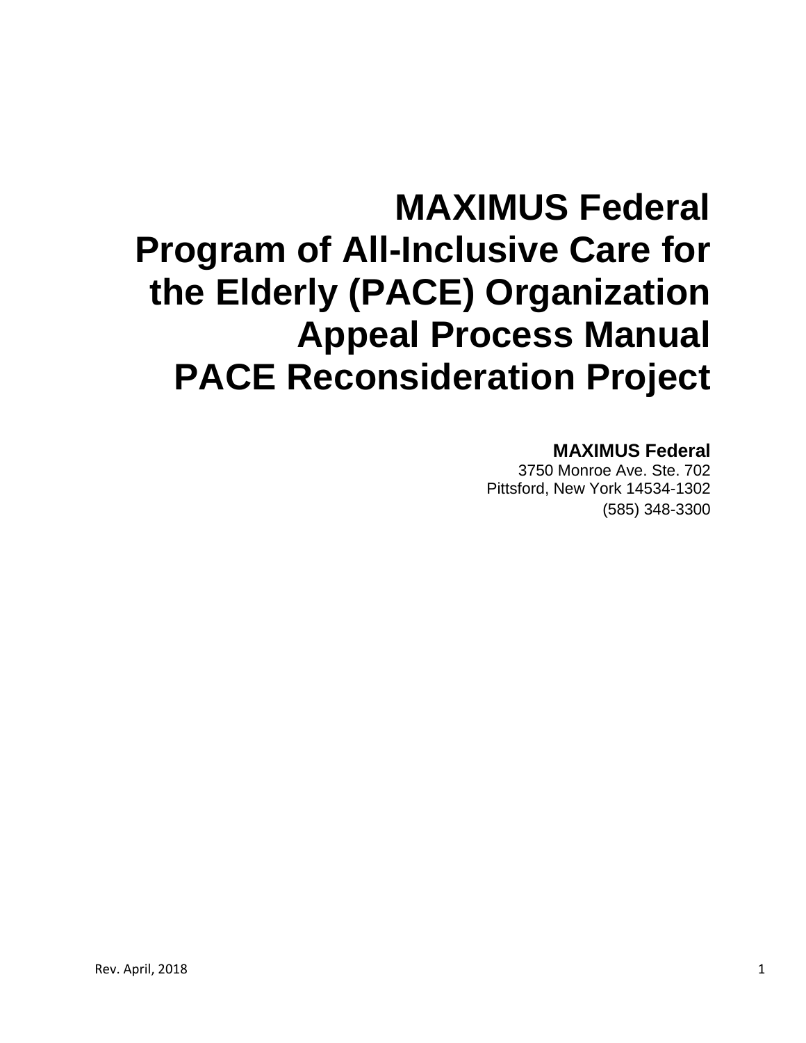# MAXIMUS Federal
# Program of All-Inclusive Care for the Elderly (PACE) Organization Appeal Process Manual
# PACE Reconsideration Project

**MAXIMUS Federal**
3750 Monroe Ave. Ste. 702
Pittsford, New York 14534-1302
(585) 348-3300

Rev. April, 2018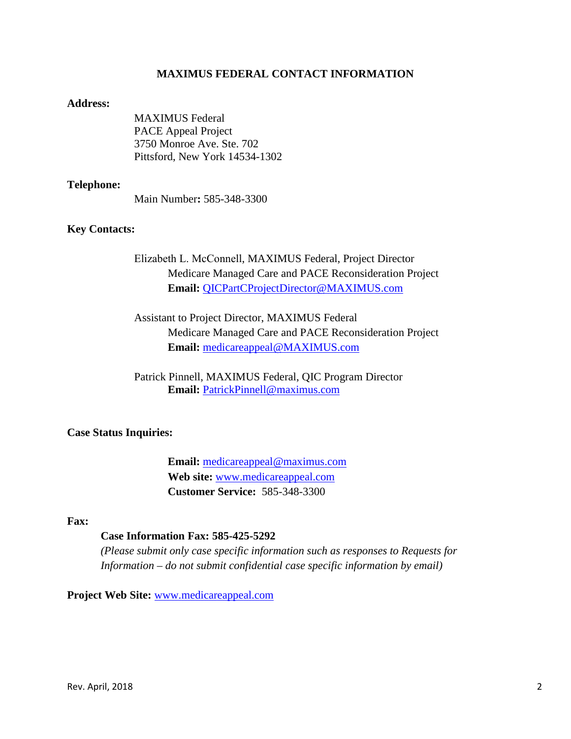## MAXIMUS FEDERAL CONTACT INFORMATION

**Address:**

MAXIMUS Federal
PACE Appeal Project
3750 Monroe Ave. Ste. 702
Pittsford, New York 14534-1302

**Telephone:**

Main Number**:** 585-348-3300

**Key Contacts:**

Elizabeth L. McConnell, MAXIMUS Federal, Project Director
Medicare Managed Care and PACE Reconsideration Project
**Email:** QICPartCProjectDirector@MAXIMUS.com

Assistant to Project Director, MAXIMUS Federal
Medicare Managed Care and PACE Reconsideration Project
**Email:** medicareappeal@MAXIMUS.com

Patrick Pinnell, MAXIMUS Federal, QIC Program Director
**Email:** PatrickPinnell@maximus.com

**Case Status Inquiries:**

**Email:** medicareappeal@maximus.com
**Web site:** www.medicareappeal.com
**Customer Service:** 585-348-3300

**Fax:**

**Case Information Fax: 585-425-5292**
*(Please submit only case specific information such as responses to Requests for Information – do not submit confidential case specific information by email)*

**Project Web Site:** www.medicareappeal.com

Rev. April, 2018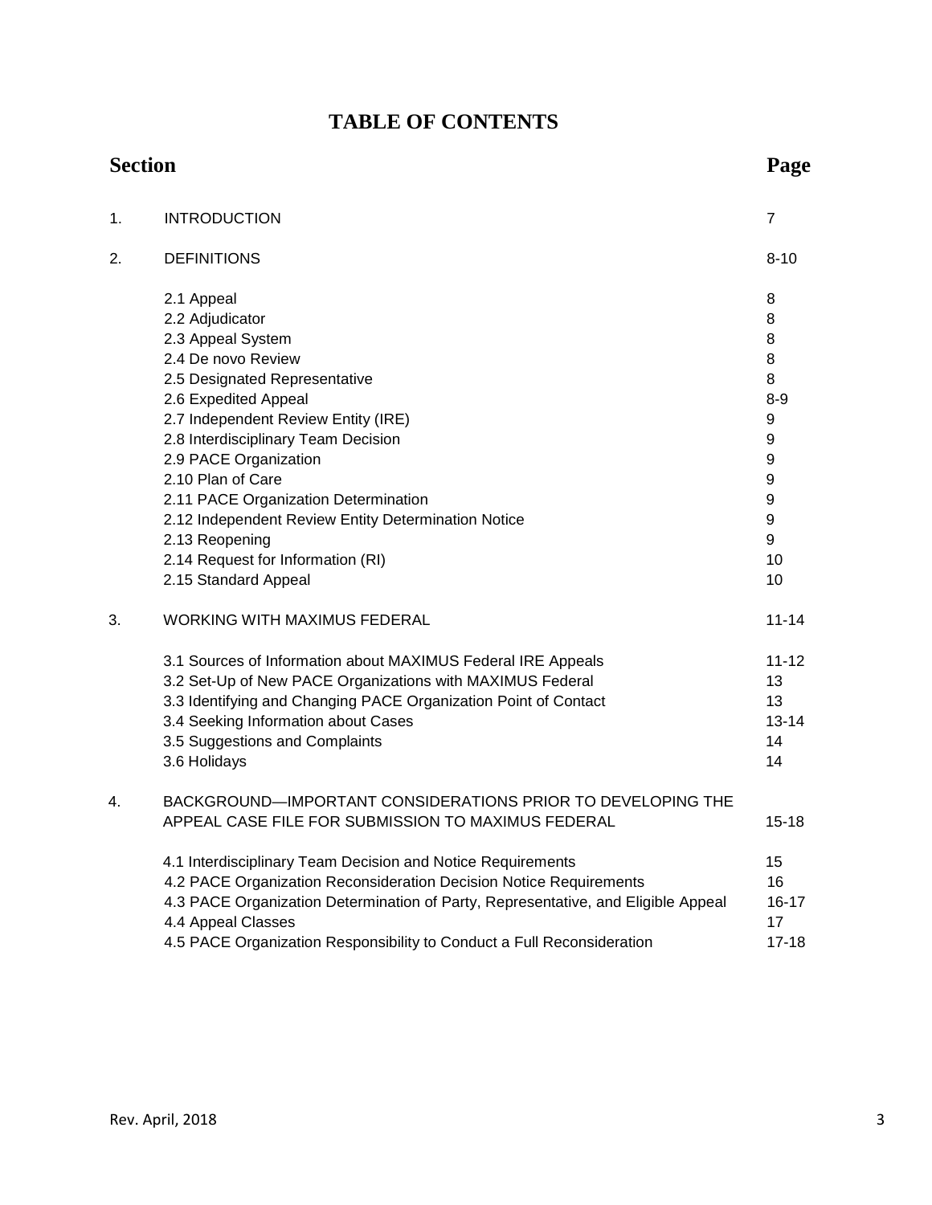# TABLE OF CONTENTS

| Section | | Page |
|---|---|---|
| 1. | INTRODUCTION | 7 |
| 2. | DEFINITIONS | 8-10 |
| | 2.1 Appeal | 8 |
| | 2.2 Adjudicator | 8 |
| | 2.3 Appeal System | 8 |
| | 2.4 De novo Review | 8 |
| | 2.5 Designated Representative | 8 |
| | 2.6 Expedited Appeal | 8-9 |
| | 2.7 Independent Review Entity (IRE) | 9 |
| | 2.8 Interdisciplinary Team Decision | 9 |
| | 2.9 PACE Organization | 9 |
| | 2.10 Plan of Care | 9 |
| | 2.11 PACE Organization Determination | 9 |
| | 2.12 Independent Review Entity Determination Notice | 9 |
| | 2.13 Reopening | 9 |
| | 2.14 Request for Information (RI) | 10 |
| | 2.15 Standard Appeal | 10 |
| 3. | WORKING WITH MAXIMUS FEDERAL | 11-14 |
| | 3.1 Sources of Information about MAXIMUS Federal IRE Appeals | 11-12 |
| | 3.2 Set-Up of New PACE Organizations with MAXIMUS Federal | 13 |
| | 3.3 Identifying and Changing PACE Organization Point of Contact | 13 |
| | 3.4 Seeking Information about Cases | 13-14 |
| | 3.5 Suggestions and Complaints | 14 |
| | 3.6 Holidays | 14 |
| 4. | BACKGROUND—IMPORTANT CONSIDERATIONS PRIOR TO DEVELOPING THE APPEAL CASE FILE FOR SUBMISSION TO MAXIMUS FEDERAL | 15-18 |
| | 4.1 Interdisciplinary Team Decision and Notice Requirements | 15 |
| | 4.2 PACE Organization Reconsideration Decision Notice Requirements | 16 |
| | 4.3 PACE Organization Determination of Party, Representative, and Eligible Appeal | 16-17 |
| | 4.4 Appeal Classes | 17 |
| | 4.5 PACE Organization Responsibility to Conduct a Full Reconsideration | 17-18 |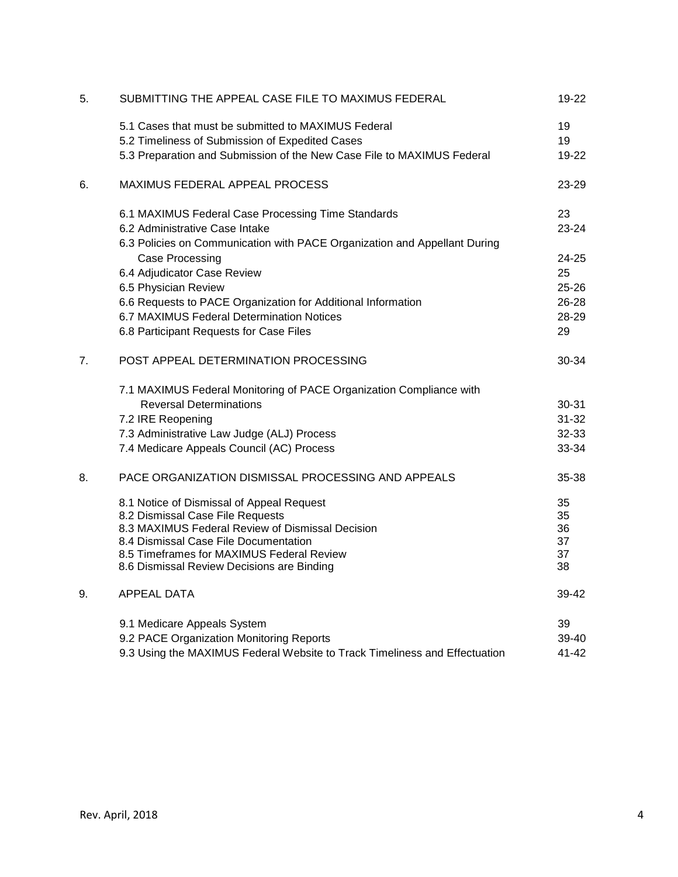| | | |
|---|---|---|
| 5. | SUBMITTING THE APPEAL CASE FILE TO MAXIMUS FEDERAL | 19-22 |
| | 5.1 Cases that must be submitted to MAXIMUS Federal | 19 |
| | 5.2 Timeliness of Submission of Expedited Cases | 19 |
| | 5.3 Preparation and Submission of the New Case File to MAXIMUS Federal | 19-22 |
| 6. | MAXIMUS FEDERAL APPEAL PROCESS | 23-29 |
| | 6.1 MAXIMUS Federal Case Processing Time Standards | 23 |
| | 6.2 Administrative Case Intake | 23-24 |
| | 6.3 Policies on Communication with PACE Organization and Appellant During Case Processing | 24-25 |
| | 6.4 Adjudicator Case Review | 25 |
| | 6.5 Physician Review | 25-26 |
| | 6.6 Requests to PACE Organization for Additional Information | 26-28 |
| | 6.7 MAXIMUS Federal Determination Notices | 28-29 |
| | 6.8 Participant Requests for Case Files | 29 |
| 7. | POST APPEAL DETERMINATION PROCESSING | 30-34 |
| | 7.1 MAXIMUS Federal Monitoring of PACE Organization Compliance with Reversal Determinations | 30-31 |
| | 7.2 IRE Reopening | 31-32 |
| | 7.3 Administrative Law Judge (ALJ) Process | 32-33 |
| | 7.4 Medicare Appeals Council (AC) Process | 33-34 |
| 8. | PACE ORGANIZATION DISMISSAL PROCESSING AND APPEALS | 35-38 |
| | 8.1 Notice of Dismissal of Appeal Request | 35 |
| | 8.2 Dismissal Case File Requests | 35 |
| | 8.3 MAXIMUS Federal Review of Dismissal Decision | 36 |
| | 8.4 Dismissal Case File Documentation | 37 |
| | 8.5 Timeframes for MAXIMUS Federal Review | 37 |
| | 8.6 Dismissal Review Decisions are Binding | 38 |
| 9. | APPEAL DATA | 39-42 |
| | 9.1 Medicare Appeals System | 39 |
| | 9.2 PACE Organization Monitoring Reports | 39-40 |
| | 9.3 Using the MAXIMUS Federal Website to Track Timeliness and Effectuation | 41-42 |

Rev. April, 2018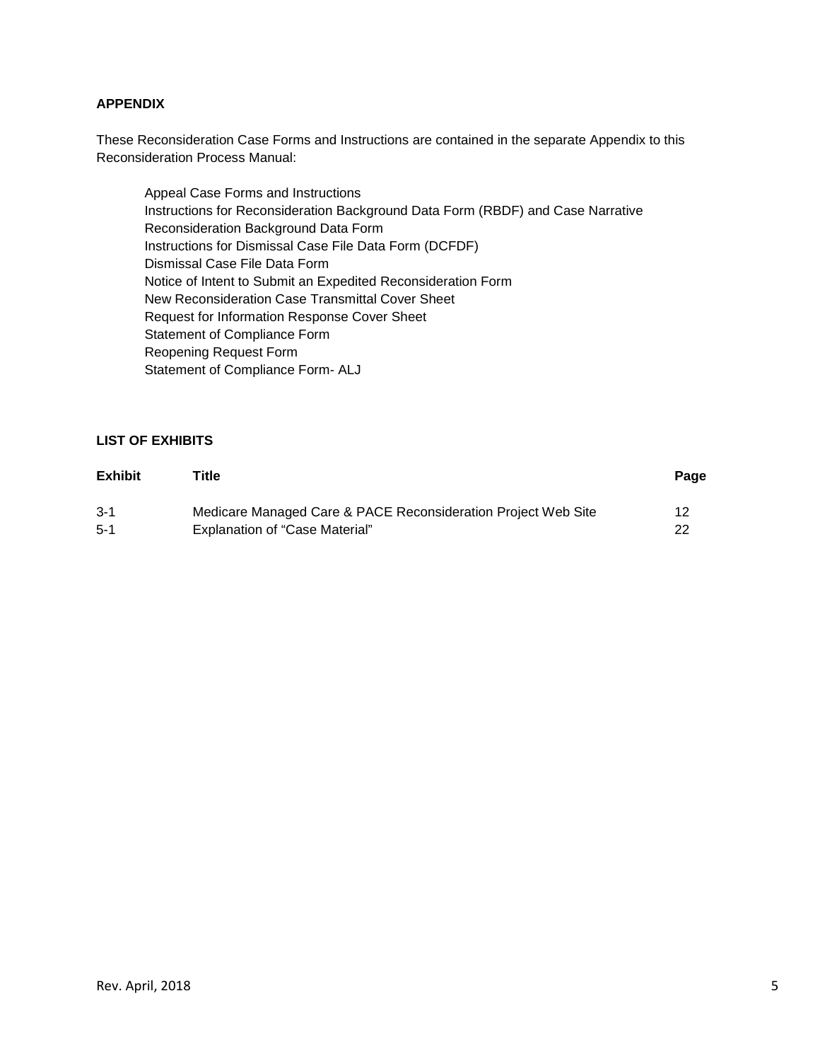## APPENDIX

These Reconsideration Case Forms and Instructions are contained in the separate Appendix to this Reconsideration Process Manual:

- Appeal Case Forms and Instructions
- Instructions for Reconsideration Background Data Form (RBDF) and Case Narrative
- Reconsideration Background Data Form
- Instructions for Dismissal Case File Data Form (DCFDF)
- Dismissal Case File Data Form
- Notice of Intent to Submit an Expedited Reconsideration Form
- New Reconsideration Case Transmittal Cover Sheet
- Request for Information Response Cover Sheet
- Statement of Compliance Form
- Reopening Request Form
- Statement of Compliance Form- ALJ

## LIST OF EXHIBITS

| Exhibit | Title | Page |
|---|---|---|
| 3-1 | Medicare Managed Care & PACE Reconsideration Project Web Site | 12 |
| 5-1 | Explanation of "Case Material" | 22 |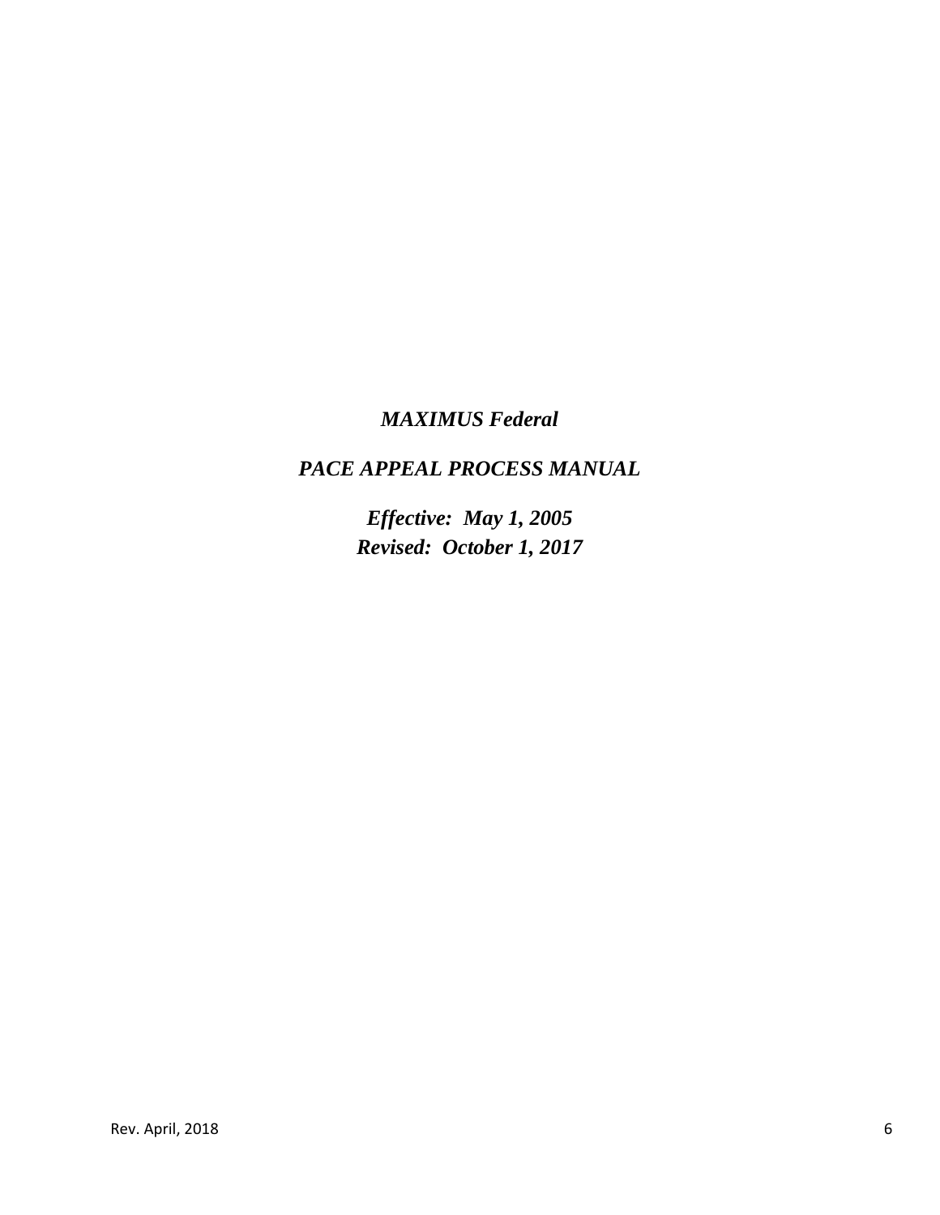***MAXIMUS Federal***

***PACE APPEAL PROCESS MANUAL***

***Effective: May 1, 2005***
***Revised: October 1, 2017***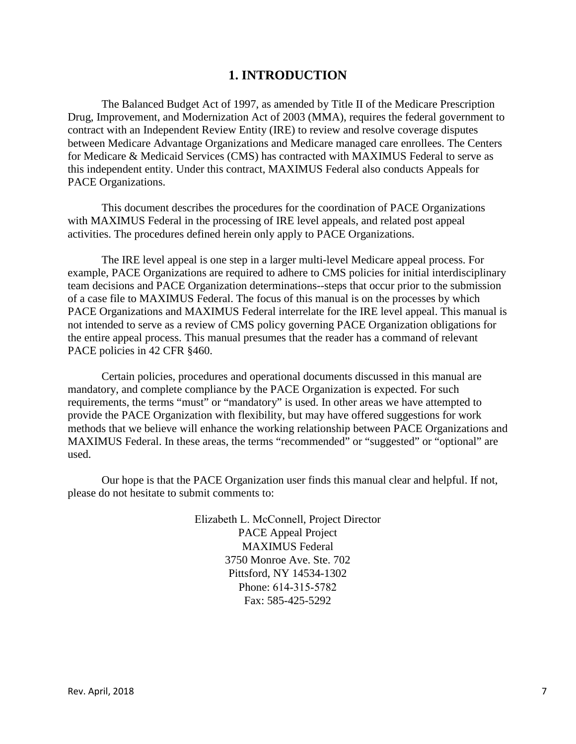# 1. INTRODUCTION

The Balanced Budget Act of 1997, as amended by Title II of the Medicare Prescription Drug, Improvement, and Modernization Act of 2003 (MMA), requires the federal government to contract with an Independent Review Entity (IRE) to review and resolve coverage disputes between Medicare Advantage Organizations and Medicare managed care enrollees. The Centers for Medicare & Medicaid Services (CMS) has contracted with MAXIMUS Federal to serve as this independent entity. Under this contract, MAXIMUS Federal also conducts Appeals for PACE Organizations.

This document describes the procedures for the coordination of PACE Organizations with MAXIMUS Federal in the processing of IRE level appeals, and related post appeal activities. The procedures defined herein only apply to PACE Organizations.

The IRE level appeal is one step in a larger multi-level Medicare appeal process. For example, PACE Organizations are required to adhere to CMS policies for initial interdisciplinary team decisions and PACE Organization determinations--steps that occur prior to the submission of a case file to MAXIMUS Federal. The focus of this manual is on the processes by which PACE Organizations and MAXIMUS Federal interrelate for the IRE level appeal. This manual is not intended to serve as a review of CMS policy governing PACE Organization obligations for the entire appeal process. This manual presumes that the reader has a command of relevant PACE policies in 42 CFR §460.

Certain policies, procedures and operational documents discussed in this manual are mandatory, and complete compliance by the PACE Organization is expected. For such requirements, the terms "must" or "mandatory" is used. In other areas we have attempted to provide the PACE Organization with flexibility, but may have offered suggestions for work methods that we believe will enhance the working relationship between PACE Organizations and MAXIMUS Federal. In these areas, the terms "recommended" or "suggested" or "optional" are used.

Our hope is that the PACE Organization user finds this manual clear and helpful. If not, please do not hesitate to submit comments to:

Elizabeth L. McConnell, Project Director
PACE Appeal Project
MAXIMUS Federal
3750 Monroe Ave. Ste. 702
Pittsford, NY 14534-1302
Phone: 614-315-5782
Fax: 585-425-5292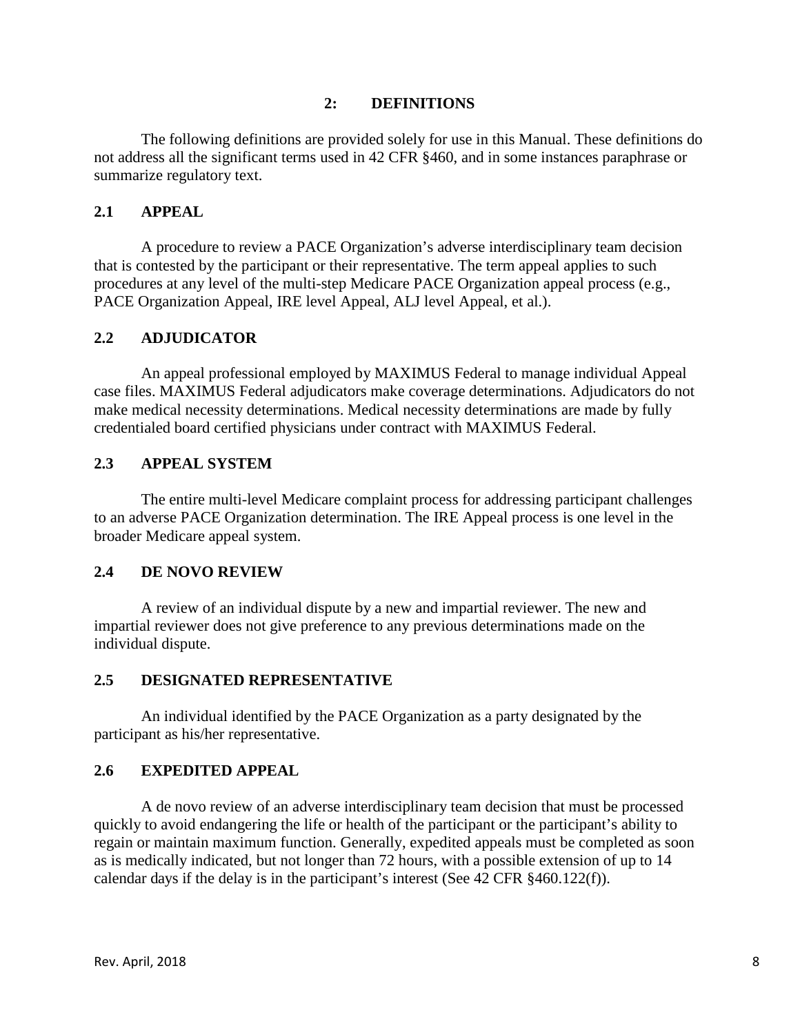## 2: DEFINITIONS

The following definitions are provided solely for use in this Manual. These definitions do not address all the significant terms used in 42 CFR §460, and in some instances paraphrase or summarize regulatory text.

### 2.1 APPEAL

A procedure to review a PACE Organization's adverse interdisciplinary team decision that is contested by the participant or their representative. The term appeal applies to such procedures at any level of the multi-step Medicare PACE Organization appeal process (e.g., PACE Organization Appeal, IRE level Appeal, ALJ level Appeal, et al.).

### 2.2 ADJUDICATOR

An appeal professional employed by MAXIMUS Federal to manage individual Appeal case files. MAXIMUS Federal adjudicators make coverage determinations. Adjudicators do not make medical necessity determinations. Medical necessity determinations are made by fully credentialed board certified physicians under contract with MAXIMUS Federal.

### 2.3 APPEAL SYSTEM

The entire multi-level Medicare complaint process for addressing participant challenges to an adverse PACE Organization determination. The IRE Appeal process is one level in the broader Medicare appeal system.

### 2.4 DE NOVO REVIEW

A review of an individual dispute by a new and impartial reviewer. The new and impartial reviewer does not give preference to any previous determinations made on the individual dispute.

### 2.5 DESIGNATED REPRESENTATIVE

An individual identified by the PACE Organization as a party designated by the participant as his/her representative.

### 2.6 EXPEDITED APPEAL

A de novo review of an adverse interdisciplinary team decision that must be processed quickly to avoid endangering the life or health of the participant or the participant's ability to regain or maintain maximum function. Generally, expedited appeals must be completed as soon as is medically indicated, but not longer than 72 hours, with a possible extension of up to 14 calendar days if the delay is in the participant's interest (See 42 CFR §460.122(f)).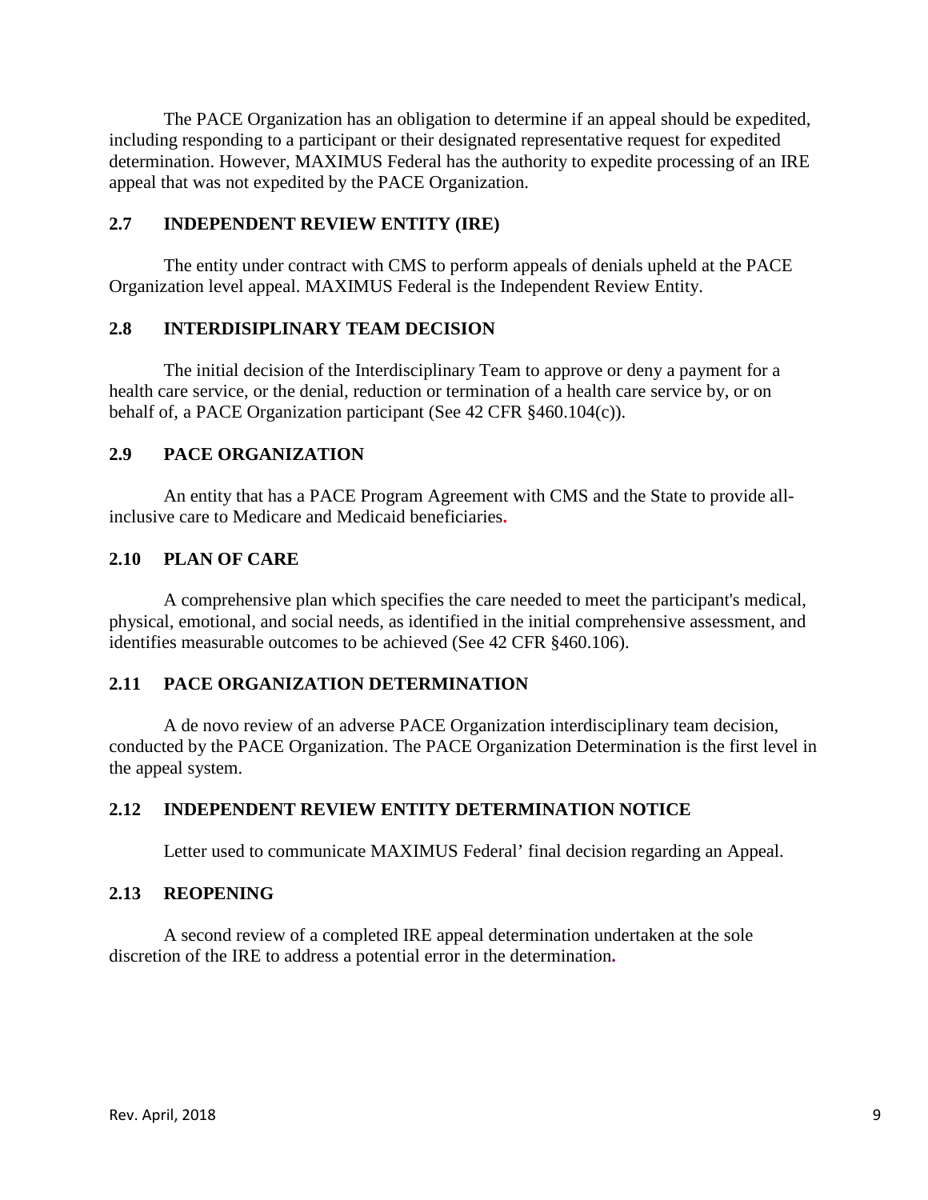The PACE Organization has an obligation to determine if an appeal should be expedited, including responding to a participant or their designated representative request for expedited determination. However, MAXIMUS Federal has the authority to expedite processing of an IRE appeal that was not expedited by the PACE Organization.

### 2.7 INDEPENDENT REVIEW ENTITY (IRE)

The entity under contract with CMS to perform appeals of denials upheld at the PACE Organization level appeal. MAXIMUS Federal is the Independent Review Entity.

### 2.8 INTERDISIPLINARY TEAM DECISION

The initial decision of the Interdisciplinary Team to approve or deny a payment for a health care service, or the denial, reduction or termination of a health care service by, or on behalf of, a PACE Organization participant (See 42 CFR §460.104(c)).

### 2.9 PACE ORGANIZATION

An entity that has a PACE Program Agreement with CMS and the State to provide all-inclusive care to Medicare and Medicaid beneficiaries.

### 2.10 PLAN OF CARE

A comprehensive plan which specifies the care needed to meet the participant's medical, physical, emotional, and social needs, as identified in the initial comprehensive assessment, and identifies measurable outcomes to be achieved (See 42 CFR §460.106).

### 2.11 PACE ORGANIZATION DETERMINATION

A de novo review of an adverse PACE Organization interdisciplinary team decision, conducted by the PACE Organization. The PACE Organization Determination is the first level in the appeal system.

### 2.12 INDEPENDENT REVIEW ENTITY DETERMINATION NOTICE

Letter used to communicate MAXIMUS Federal' final decision regarding an Appeal.

### 2.13 REOPENING

A second review of a completed IRE appeal determination undertaken at the sole discretion of the IRE to address a potential error in the determination.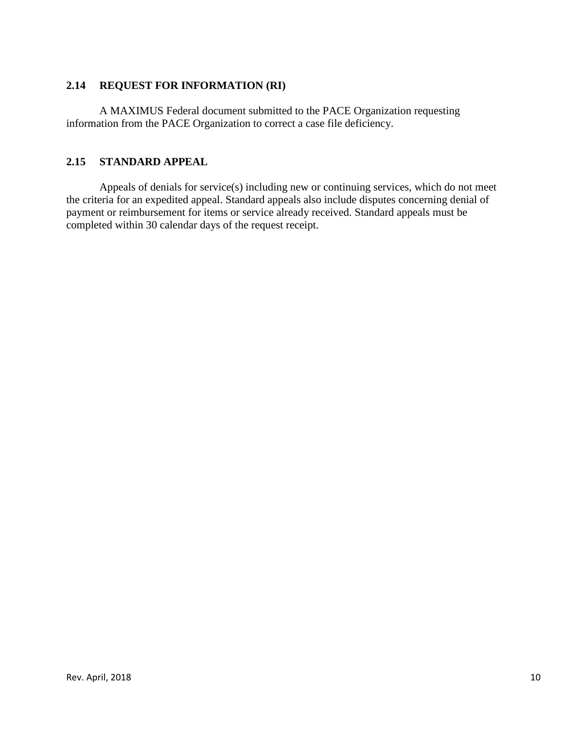### 2.14 REQUEST FOR INFORMATION (RI)

A MAXIMUS Federal document submitted to the PACE Organization requesting information from the PACE Organization to correct a case file deficiency.

### 2.15 STANDARD APPEAL

Appeals of denials for service(s) including new or continuing services, which do not meet the criteria for an expedited appeal. Standard appeals also include disputes concerning denial of payment or reimbursement for items or service already received. Standard appeals must be completed within 30 calendar days of the request receipt.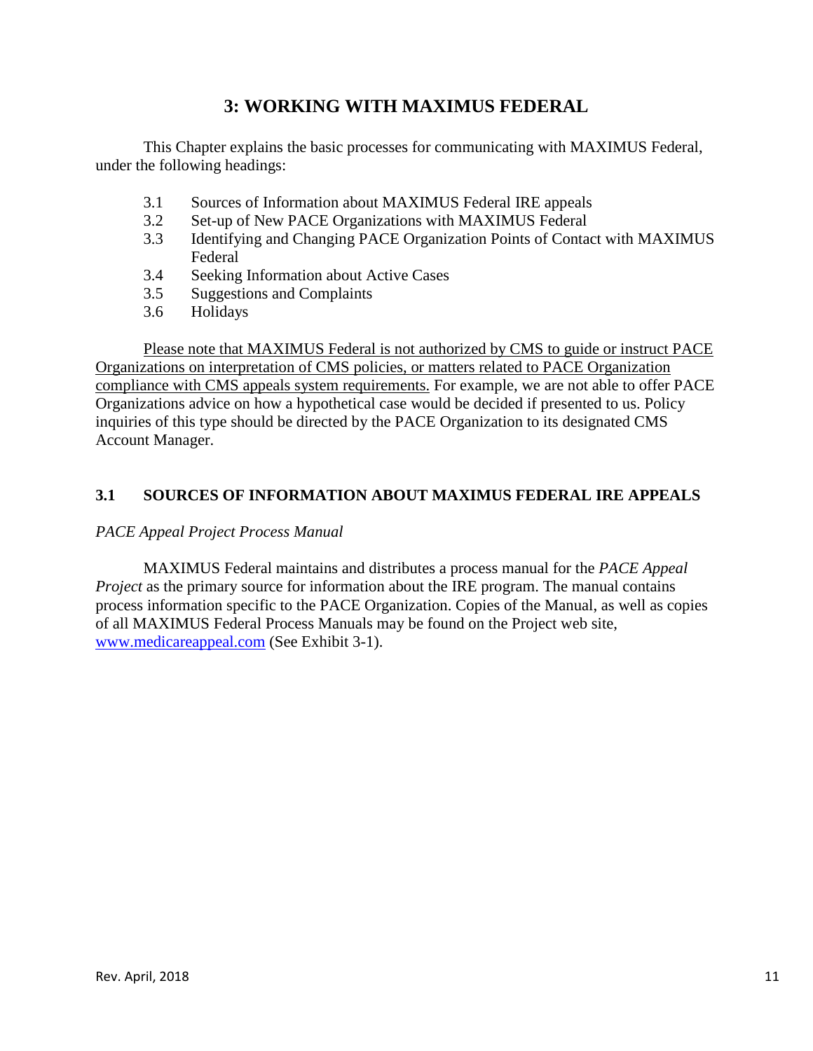# 3: WORKING WITH MAXIMUS FEDERAL

This Chapter explains the basic processes for communicating with MAXIMUS Federal, under the following headings:

- 3.1 Sources of Information about MAXIMUS Federal IRE appeals
- 3.2 Set-up of New PACE Organizations with MAXIMUS Federal
- 3.3 Identifying and Changing PACE Organization Points of Contact with MAXIMUS Federal
- 3.4 Seeking Information about Active Cases
- 3.5 Suggestions and Complaints
- 3.6 Holidays

<u>Please note that MAXIMUS Federal is not authorized by CMS to guide or instruct PACE Organizations on interpretation of CMS policies, or matters related to PACE Organization compliance with CMS appeals system requirements.</u> For example, we are not able to offer PACE Organizations advice on how a hypothetical case would be decided if presented to us. Policy inquiries of this type should be directed by the PACE Organization to its designated CMS Account Manager.

## 3.1 SOURCES OF INFORMATION ABOUT MAXIMUS FEDERAL IRE APPEALS

*PACE Appeal Project Process Manual*

MAXIMUS Federal maintains and distributes a process manual for the *PACE Appeal Project* as the primary source for information about the IRE program. The manual contains process information specific to the PACE Organization. Copies of the Manual, as well as copies of all MAXIMUS Federal Process Manuals may be found on the Project web site, [www.medicareappeal.com](http://www.medicareappeal.com) (See Exhibit 3-1).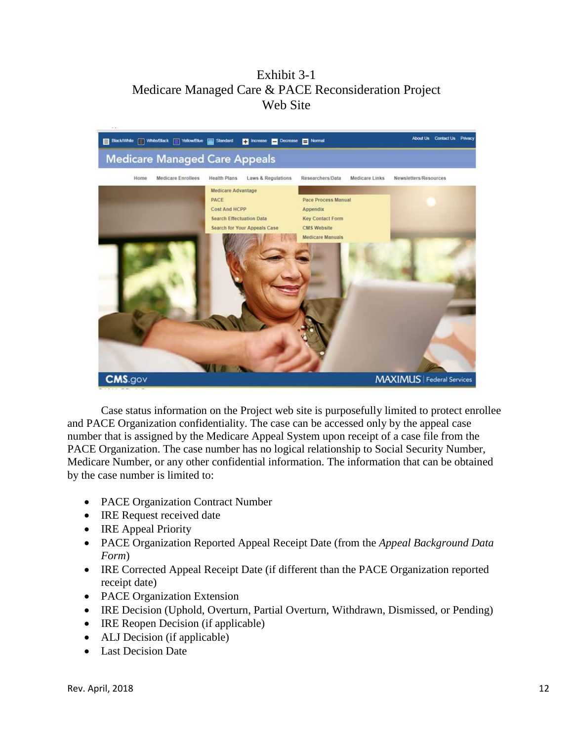Exhibit 3-1
Medicare Managed Care & PACE Reconsideration Project
Web Site

Case status information on the Project web site is purposefully limited to protect enrollee and PACE Organization confidentiality. The case can be accessed only by the appeal case number that is assigned by the Medicare Appeal System upon receipt of a case file from the PACE Organization. The case number has no logical relationship to Social Security Number, Medicare Number, or any other confidential information. The information that can be obtained by the case number is limited to:

- PACE Organization Contract Number
- IRE Request received date
- IRE Appeal Priority
- PACE Organization Reported Appeal Receipt Date (from the *Appeal Background Data Form*)
- IRE Corrected Appeal Receipt Date (if different than the PACE Organization reported receipt date)
- PACE Organization Extension
- IRE Decision (Uphold, Overturn, Partial Overturn, Withdrawn, Dismissed, or Pending)
- IRE Reopen Decision (if applicable)
- ALJ Decision (if applicable)
- Last Decision Date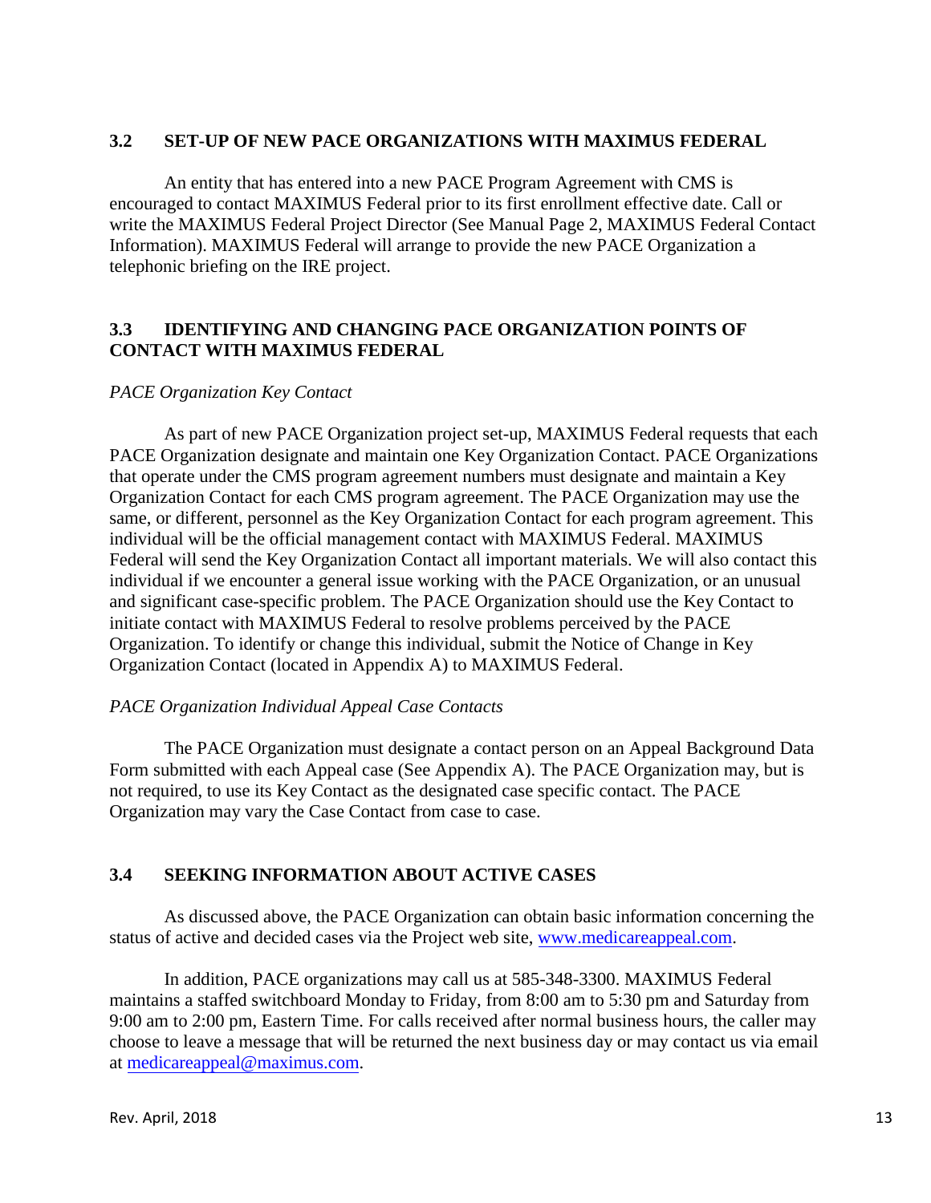## 3.2 SET-UP OF NEW PACE ORGANIZATIONS WITH MAXIMUS FEDERAL

An entity that has entered into a new PACE Program Agreement with CMS is encouraged to contact MAXIMUS Federal prior to its first enrollment effective date. Call or write the MAXIMUS Federal Project Director (See Manual Page 2, MAXIMUS Federal Contact Information). MAXIMUS Federal will arrange to provide the new PACE Organization a telephonic briefing on the IRE project.

## 3.3 IDENTIFYING AND CHANGING PACE ORGANIZATION POINTS OF CONTACT WITH MAXIMUS FEDERAL

*PACE Organization Key Contact*

As part of new PACE Organization project set-up, MAXIMUS Federal requests that each PACE Organization designate and maintain one Key Organization Contact. PACE Organizations that operate under the CMS program agreement numbers must designate and maintain a Key Organization Contact for each CMS program agreement. The PACE Organization may use the same, or different, personnel as the Key Organization Contact for each program agreement. This individual will be the official management contact with MAXIMUS Federal. MAXIMUS Federal will send the Key Organization Contact all important materials. We will also contact this individual if we encounter a general issue working with the PACE Organization, or an unusual and significant case-specific problem. The PACE Organization should use the Key Contact to initiate contact with MAXIMUS Federal to resolve problems perceived by the PACE Organization. To identify or change this individual, submit the Notice of Change in Key Organization Contact (located in Appendix A) to MAXIMUS Federal.

*PACE Organization Individual Appeal Case Contacts*

The PACE Organization must designate a contact person on an Appeal Background Data Form submitted with each Appeal case (See Appendix A). The PACE Organization may, but is not required, to use its Key Contact as the designated case specific contact. The PACE Organization may vary the Case Contact from case to case.

## 3.4 SEEKING INFORMATION ABOUT ACTIVE CASES

As discussed above, the PACE Organization can obtain basic information concerning the status of active and decided cases via the Project web site, www.medicareappeal.com.

In addition, PACE organizations may call us at 585-348-3300. MAXIMUS Federal maintains a staffed switchboard Monday to Friday, from 8:00 am to 5:30 pm and Saturday from 9:00 am to 2:00 pm, Eastern Time. For calls received after normal business hours, the caller may choose to leave a message that will be returned the next business day or may contact us via email at medicareappeal@maximus.com.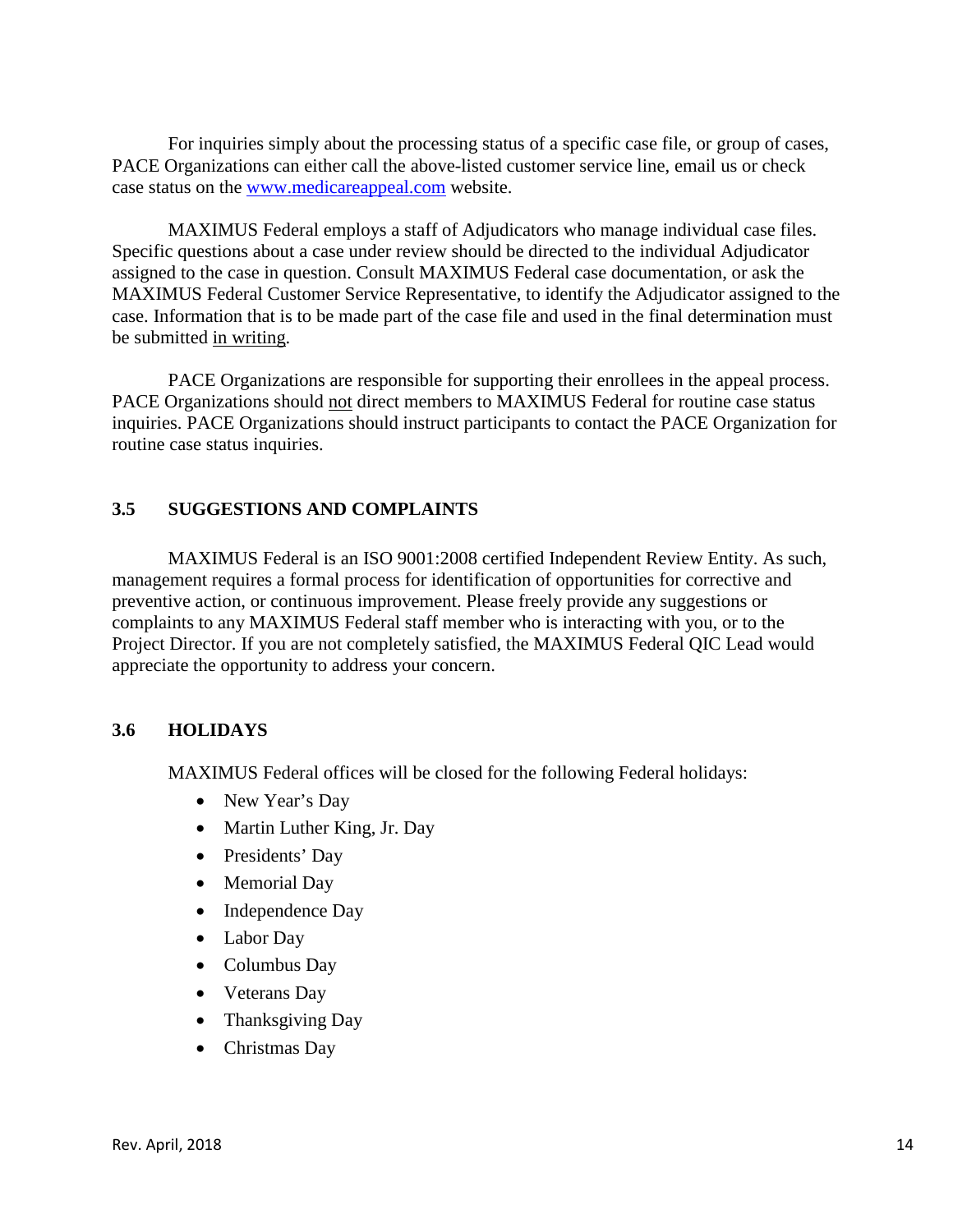For inquiries simply about the processing status of a specific case file, or group of cases, PACE Organizations can either call the above-listed customer service line, email us or check case status on the [www.medicareappeal.com](www.medicareappeal.com) website.

MAXIMUS Federal employs a staff of Adjudicators who manage individual case files. Specific questions about a case under review should be directed to the individual Adjudicator assigned to the case in question. Consult MAXIMUS Federal case documentation, or ask the MAXIMUS Federal Customer Service Representative, to identify the Adjudicator assigned to the case. Information that is to be made part of the case file and used in the final determination must be submitted in writing.

PACE Organizations are responsible for supporting their enrollees in the appeal process. PACE Organizations should not direct members to MAXIMUS Federal for routine case status inquiries. PACE Organizations should instruct participants to contact the PACE Organization for routine case status inquiries.

### 3.5 SUGGESTIONS AND COMPLAINTS

MAXIMUS Federal is an ISO 9001:2008 certified Independent Review Entity. As such, management requires a formal process for identification of opportunities for corrective and preventive action, or continuous improvement. Please freely provide any suggestions or complaints to any MAXIMUS Federal staff member who is interacting with you, or to the Project Director. If you are not completely satisfied, the MAXIMUS Federal QIC Lead would appreciate the opportunity to address your concern.

### 3.6 HOLIDAYS

MAXIMUS Federal offices will be closed for the following Federal holidays:

- New Year's Day
- Martin Luther King, Jr. Day
- Presidents' Day
- Memorial Day
- Independence Day
- Labor Day
- Columbus Day
- Veterans Day
- Thanksgiving Day
- Christmas Day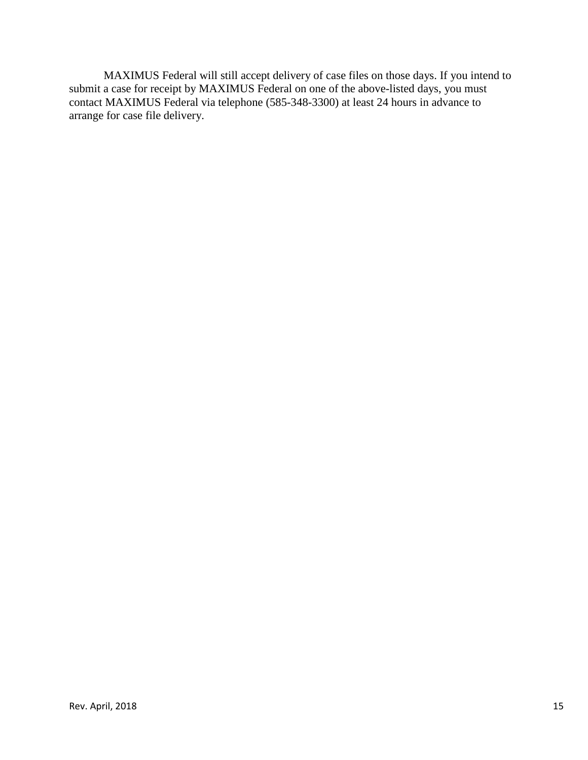MAXIMUS Federal will still accept delivery of case files on those days. If you intend to submit a case for receipt by MAXIMUS Federal on one of the above-listed days, you must contact MAXIMUS Federal via telephone (585-348-3300) at least 24 hours in advance to arrange for case file delivery.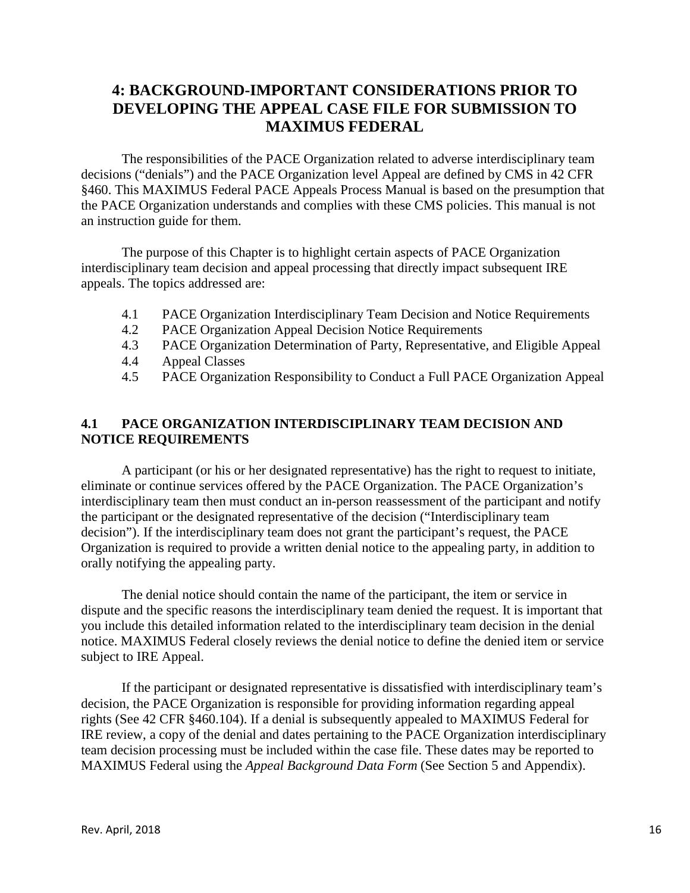# 4: BACKGROUND-IMPORTANT CONSIDERATIONS PRIOR TO DEVELOPING THE APPEAL CASE FILE FOR SUBMISSION TO MAXIMUS FEDERAL

The responsibilities of the PACE Organization related to adverse interdisciplinary team decisions ("denials") and the PACE Organization level Appeal are defined by CMS in 42 CFR §460. This MAXIMUS Federal PACE Appeals Process Manual is based on the presumption that the PACE Organization understands and complies with these CMS policies. This manual is not an instruction guide for them.

The purpose of this Chapter is to highlight certain aspects of PACE Organization interdisciplinary team decision and appeal processing that directly impact subsequent IRE appeals. The topics addressed are:

- 4.1 PACE Organization Interdisciplinary Team Decision and Notice Requirements
- 4.2 PACE Organization Appeal Decision Notice Requirements
- 4.3 PACE Organization Determination of Party, Representative, and Eligible Appeal
- 4.4 Appeal Classes
- 4.5 PACE Organization Responsibility to Conduct a Full PACE Organization Appeal

## 4.1 PACE ORGANIZATION INTERDISCIPLINARY TEAM DECISION AND NOTICE REQUIREMENTS

A participant (or his or her designated representative) has the right to request to initiate, eliminate or continue services offered by the PACE Organization. The PACE Organization's interdisciplinary team then must conduct an in-person reassessment of the participant and notify the participant or the designated representative of the decision ("Interdisciplinary team decision"). If the interdisciplinary team does not grant the participant's request, the PACE Organization is required to provide a written denial notice to the appealing party, in addition to orally notifying the appealing party.

The denial notice should contain the name of the participant, the item or service in dispute and the specific reasons the interdisciplinary team denied the request. It is important that you include this detailed information related to the interdisciplinary team decision in the denial notice. MAXIMUS Federal closely reviews the denial notice to define the denied item or service subject to IRE Appeal.

If the participant or designated representative is dissatisfied with interdisciplinary team's decision, the PACE Organization is responsible for providing information regarding appeal rights (See 42 CFR §460.104). If a denial is subsequently appealed to MAXIMUS Federal for IRE review, a copy of the denial and dates pertaining to the PACE Organization interdisciplinary team decision processing must be included within the case file. These dates may be reported to MAXIMUS Federal using the *Appeal Background Data Form* (See Section 5 and Appendix).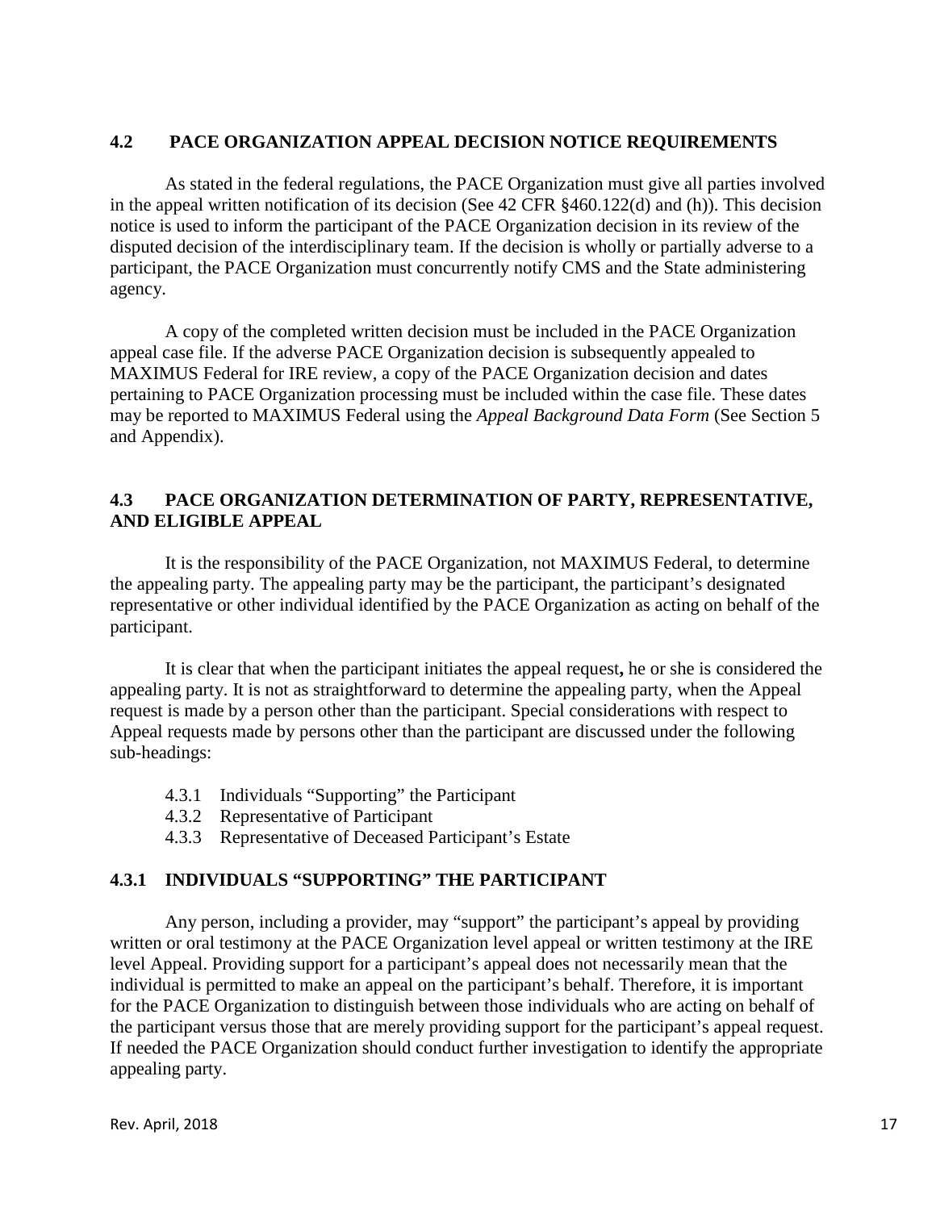## 4.2 PACE ORGANIZATION APPEAL DECISION NOTICE REQUIREMENTS

As stated in the federal regulations, the PACE Organization must give all parties involved in the appeal written notification of its decision (See 42 CFR §460.122(d) and (h)). This decision notice is used to inform the participant of the PACE Organization decision in its review of the disputed decision of the interdisciplinary team. If the decision is wholly or partially adverse to a participant, the PACE Organization must concurrently notify CMS and the State administering agency.

A copy of the completed written decision must be included in the PACE Organization appeal case file. If the adverse PACE Organization decision is subsequently appealed to MAXIMUS Federal for IRE review, a copy of the PACE Organization decision and dates pertaining to PACE Organization processing must be included within the case file. These dates may be reported to MAXIMUS Federal using the *Appeal Background Data Form* (See Section 5 and Appendix).

## 4.3 PACE ORGANIZATION DETERMINATION OF PARTY, REPRESENTATIVE, AND ELIGIBLE APPEAL

It is the responsibility of the PACE Organization, not MAXIMUS Federal, to determine the appealing party. The appealing party may be the participant, the participant's designated representative or other individual identified by the PACE Organization as acting on behalf of the participant.

It is clear that when the participant initiates the appeal request**,** he or she is considered the appealing party. It is not as straightforward to determine the appealing party, when the Appeal request is made by a person other than the participant. Special considerations with respect to Appeal requests made by persons other than the participant are discussed under the following sub-headings:

- 4.3.1 Individuals "Supporting" the Participant
- 4.3.2 Representative of Participant
- 4.3.3 Representative of Deceased Participant's Estate

### 4.3.1 INDIVIDUALS "SUPPORTING" THE PARTICIPANT

Any person, including a provider, may "support" the participant's appeal by providing written or oral testimony at the PACE Organization level appeal or written testimony at the IRE level Appeal. Providing support for a participant's appeal does not necessarily mean that the individual is permitted to make an appeal on the participant's behalf. Therefore, it is important for the PACE Organization to distinguish between those individuals who are acting on behalf of the participant versus those that are merely providing support for the participant's appeal request. If needed the PACE Organization should conduct further investigation to identify the appropriate appealing party.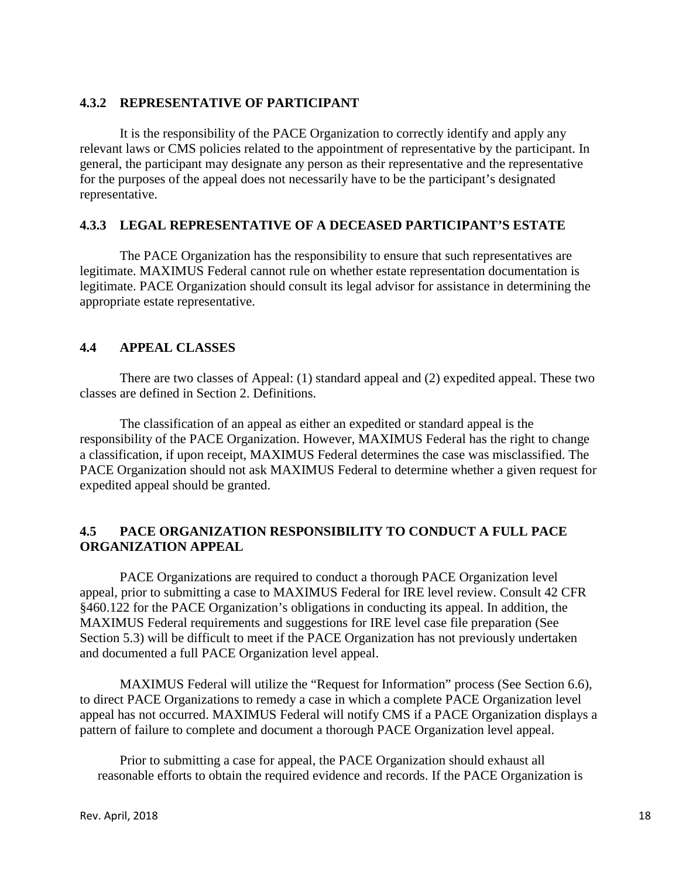### 4.3.2 REPRESENTATIVE OF PARTICIPANT

It is the responsibility of the PACE Organization to correctly identify and apply any relevant laws or CMS policies related to the appointment of representative by the participant. In general, the participant may designate any person as their representative and the representative for the purposes of the appeal does not necessarily have to be the participant's designated representative.

### 4.3.3 LEGAL REPRESENTATIVE OF A DECEASED PARTICIPANT'S ESTATE

The PACE Organization has the responsibility to ensure that such representatives are legitimate. MAXIMUS Federal cannot rule on whether estate representation documentation is legitimate. PACE Organization should consult its legal advisor for assistance in determining the appropriate estate representative.

## 4.4 APPEAL CLASSES

There are two classes of Appeal: (1) standard appeal and (2) expedited appeal. These two classes are defined in Section 2. Definitions.

The classification of an appeal as either an expedited or standard appeal is the responsibility of the PACE Organization. However, MAXIMUS Federal has the right to change a classification, if upon receipt, MAXIMUS Federal determines the case was misclassified. The PACE Organization should not ask MAXIMUS Federal to determine whether a given request for expedited appeal should be granted.

## 4.5 PACE ORGANIZATION RESPONSIBILITY TO CONDUCT A FULL PACE ORGANIZATION APPEAL

PACE Organizations are required to conduct a thorough PACE Organization level appeal, prior to submitting a case to MAXIMUS Federal for IRE level review. Consult 42 CFR §460.122 for the PACE Organization's obligations in conducting its appeal. In addition, the MAXIMUS Federal requirements and suggestions for IRE level case file preparation (See Section 5.3) will be difficult to meet if the PACE Organization has not previously undertaken and documented a full PACE Organization level appeal.

MAXIMUS Federal will utilize the "Request for Information" process (See Section 6.6), to direct PACE Organizations to remedy a case in which a complete PACE Organization level appeal has not occurred. MAXIMUS Federal will notify CMS if a PACE Organization displays a pattern of failure to complete and document a thorough PACE Organization level appeal.

Prior to submitting a case for appeal, the PACE Organization should exhaust all reasonable efforts to obtain the required evidence and records. If the PACE Organization is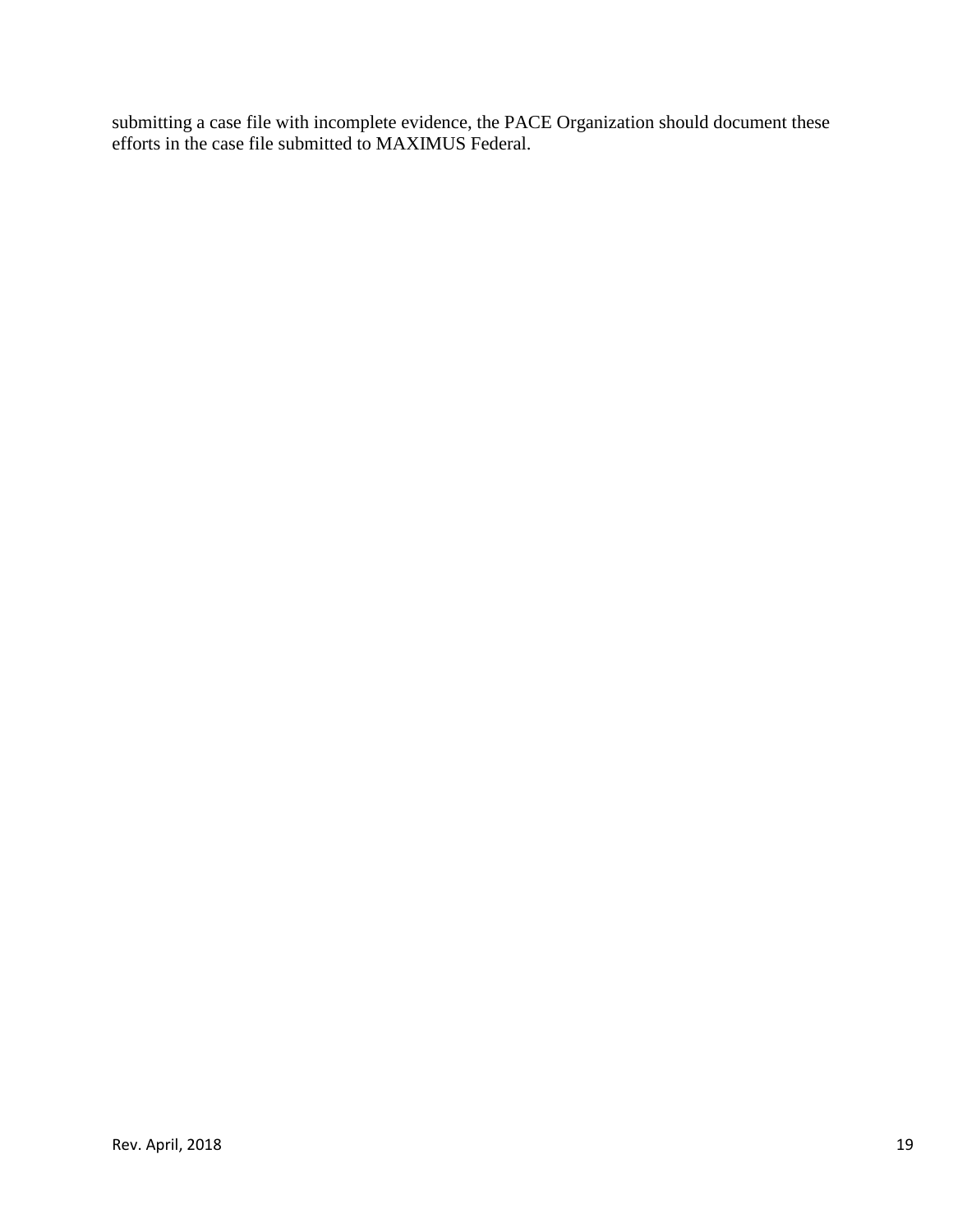submitting a case file with incomplete evidence, the PACE Organization should document these efforts in the case file submitted to MAXIMUS Federal.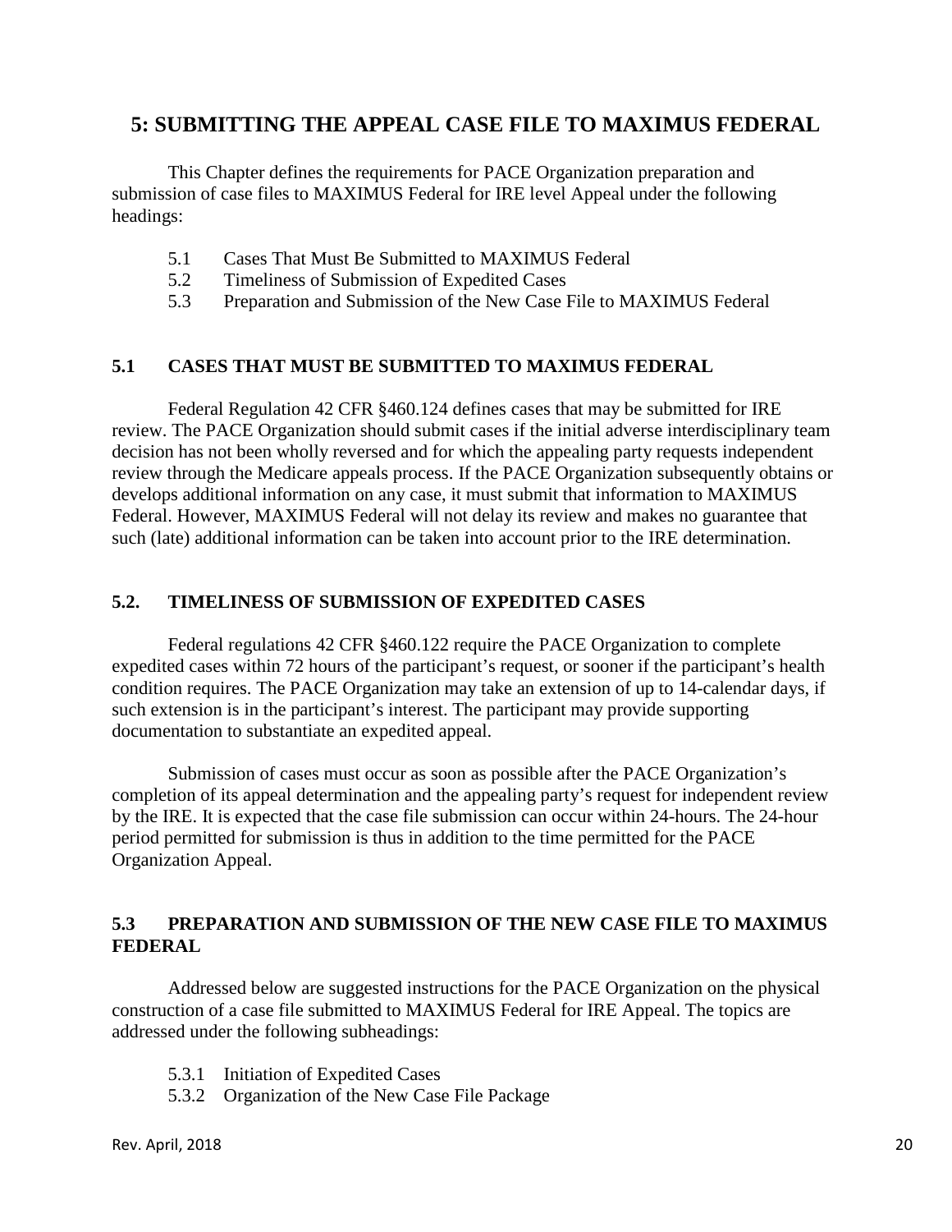## 5: SUBMITTING THE APPEAL CASE FILE TO MAXIMUS FEDERAL

This Chapter defines the requirements for PACE Organization preparation and submission of case files to MAXIMUS Federal for IRE level Appeal under the following headings:

- 5.1 Cases That Must Be Submitted to MAXIMUS Federal
- 5.2 Timeliness of Submission of Expedited Cases
- 5.3 Preparation and Submission of the New Case File to MAXIMUS Federal

### 5.1 CASES THAT MUST BE SUBMITTED TO MAXIMUS FEDERAL

Federal Regulation 42 CFR §460.124 defines cases that may be submitted for IRE review. The PACE Organization should submit cases if the initial adverse interdisciplinary team decision has not been wholly reversed and for which the appealing party requests independent review through the Medicare appeals process. If the PACE Organization subsequently obtains or develops additional information on any case, it must submit that information to MAXIMUS Federal. However, MAXIMUS Federal will not delay its review and makes no guarantee that such (late) additional information can be taken into account prior to the IRE determination.

### 5.2. TIMELINESS OF SUBMISSION OF EXPEDITED CASES

Federal regulations 42 CFR §460.122 require the PACE Organization to complete expedited cases within 72 hours of the participant's request, or sooner if the participant's health condition requires. The PACE Organization may take an extension of up to 14-calendar days, if such extension is in the participant's interest. The participant may provide supporting documentation to substantiate an expedited appeal.

Submission of cases must occur as soon as possible after the PACE Organization's completion of its appeal determination and the appealing party's request for independent review by the IRE. It is expected that the case file submission can occur within 24-hours. The 24-hour period permitted for submission is thus in addition to the time permitted for the PACE Organization Appeal.

### 5.3 PREPARATION AND SUBMISSION OF THE NEW CASE FILE TO MAXIMUS FEDERAL

Addressed below are suggested instructions for the PACE Organization on the physical construction of a case file submitted to MAXIMUS Federal for IRE Appeal. The topics are addressed under the following subheadings:

- 5.3.1 Initiation of Expedited Cases
- 5.3.2 Organization of the New Case File Package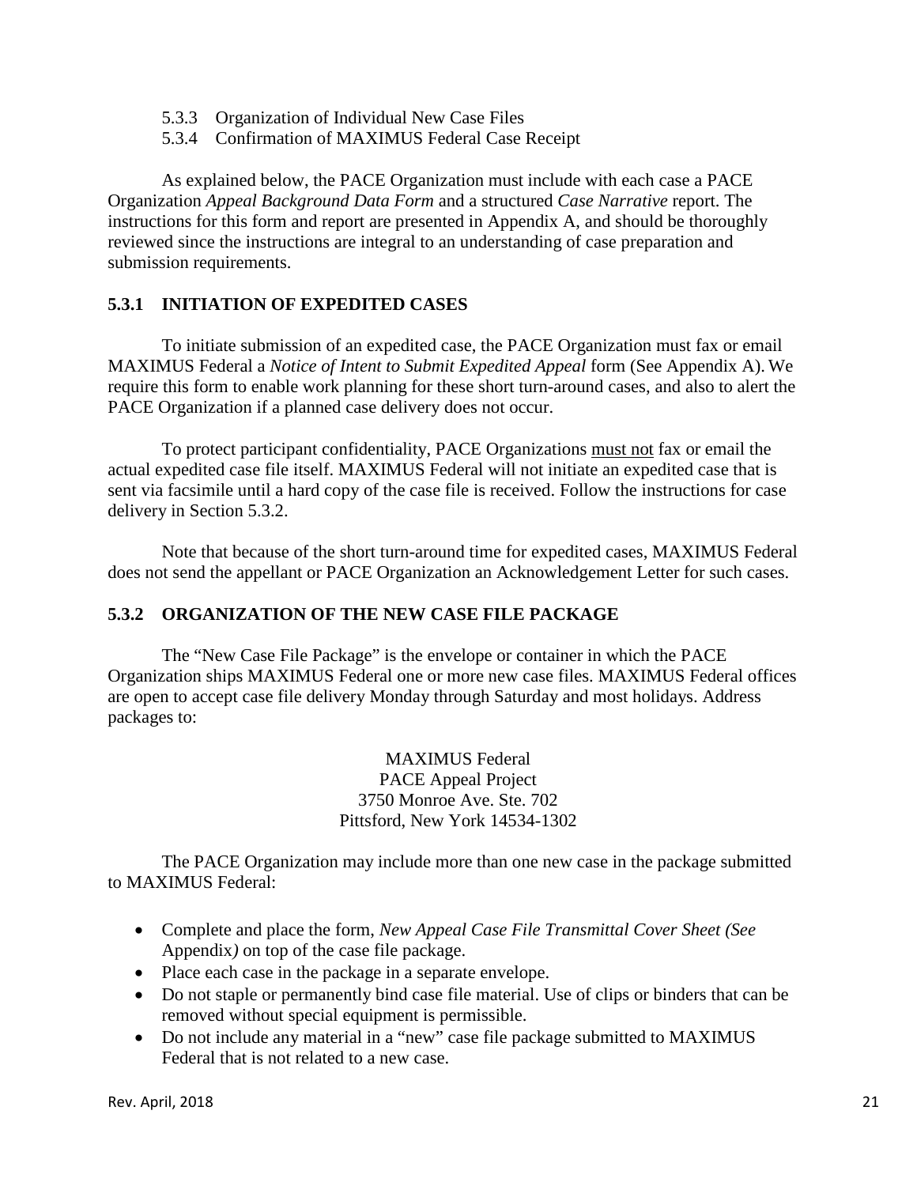5.3.3 Organization of Individual New Case Files
5.3.4 Confirmation of MAXIMUS Federal Case Receipt

As explained below, the PACE Organization must include with each case a PACE Organization *Appeal Background Data Form* and a structured *Case Narrative* report. The instructions for this form and report are presented in Appendix A, and should be thoroughly reviewed since the instructions are integral to an understanding of case preparation and submission requirements.

### 5.3.1 INITIATION OF EXPEDITED CASES

To initiate submission of an expedited case, the PACE Organization must fax or email MAXIMUS Federal a *Notice of Intent to Submit Expedited Appeal* form (See Appendix A). We require this form to enable work planning for these short turn-around cases, and also to alert the PACE Organization if a planned case delivery does not occur.

To protect participant confidentiality, PACE Organizations <u>must not</u> fax or email the actual expedited case file itself. MAXIMUS Federal will not initiate an expedited case that is sent via facsimile until a hard copy of the case file is received. Follow the instructions for case delivery in Section 5.3.2.

Note that because of the short turn-around time for expedited cases, MAXIMUS Federal does not send the appellant or PACE Organization an Acknowledgement Letter for such cases.

### 5.3.2 ORGANIZATION OF THE NEW CASE FILE PACKAGE

The "New Case File Package" is the envelope or container in which the PACE Organization ships MAXIMUS Federal one or more new case files. MAXIMUS Federal offices are open to accept case file delivery Monday through Saturday and most holidays. Address packages to:

MAXIMUS Federal
PACE Appeal Project
3750 Monroe Ave. Ste. 702
Pittsford, New York 14534-1302

The PACE Organization may include more than one new case in the package submitted to MAXIMUS Federal:

- Complete and place the form, *New Appeal Case File Transmittal Cover Sheet (See* Appendix*)* on top of the case file package.
- Place each case in the package in a separate envelope.
- Do not staple or permanently bind case file material. Use of clips or binders that can be removed without special equipment is permissible.
- Do not include any material in a "new" case file package submitted to MAXIMUS Federal that is not related to a new case.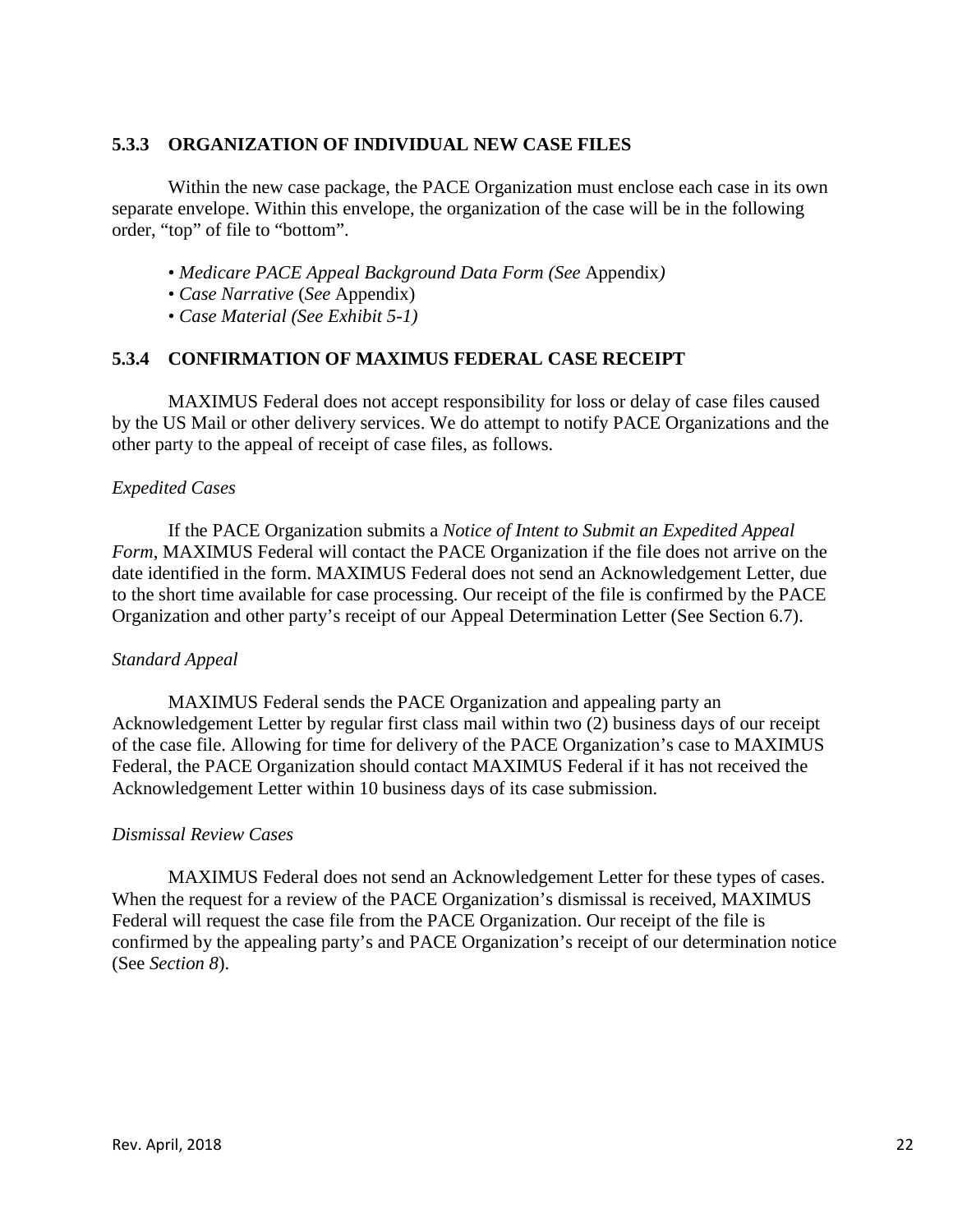### 5.3.3 ORGANIZATION OF INDIVIDUAL NEW CASE FILES

Within the new case package, the PACE Organization must enclose each case in its own separate envelope. Within this envelope, the organization of the case will be in the following order, "top" of file to "bottom".

- *Medicare PACE Appeal Background Data Form (See* Appendix*)*
- *Case Narrative* (*See* Appendix)
- *Case Material (See Exhibit 5-1)*

### 5.3.4 CONFIRMATION OF MAXIMUS FEDERAL CASE RECEIPT

MAXIMUS Federal does not accept responsibility for loss or delay of case files caused by the US Mail or other delivery services. We do attempt to notify PACE Organizations and the other party to the appeal of receipt of case files, as follows.

*Expedited Cases*

If the PACE Organization submits a *Notice of Intent to Submit an Expedited Appeal Form*, MAXIMUS Federal will contact the PACE Organization if the file does not arrive on the date identified in the form. MAXIMUS Federal does not send an Acknowledgement Letter, due to the short time available for case processing. Our receipt of the file is confirmed by the PACE Organization and other party's receipt of our Appeal Determination Letter (See Section 6.7).

*Standard Appeal*

MAXIMUS Federal sends the PACE Organization and appealing party an Acknowledgement Letter by regular first class mail within two (2) business days of our receipt of the case file. Allowing for time for delivery of the PACE Organization's case to MAXIMUS Federal, the PACE Organization should contact MAXIMUS Federal if it has not received the Acknowledgement Letter within 10 business days of its case submission.

*Dismissal Review Cases*

MAXIMUS Federal does not send an Acknowledgement Letter for these types of cases. When the request for a review of the PACE Organization's dismissal is received, MAXIMUS Federal will request the case file from the PACE Organization. Our receipt of the file is confirmed by the appealing party's and PACE Organization's receipt of our determination notice (See *Section 8*).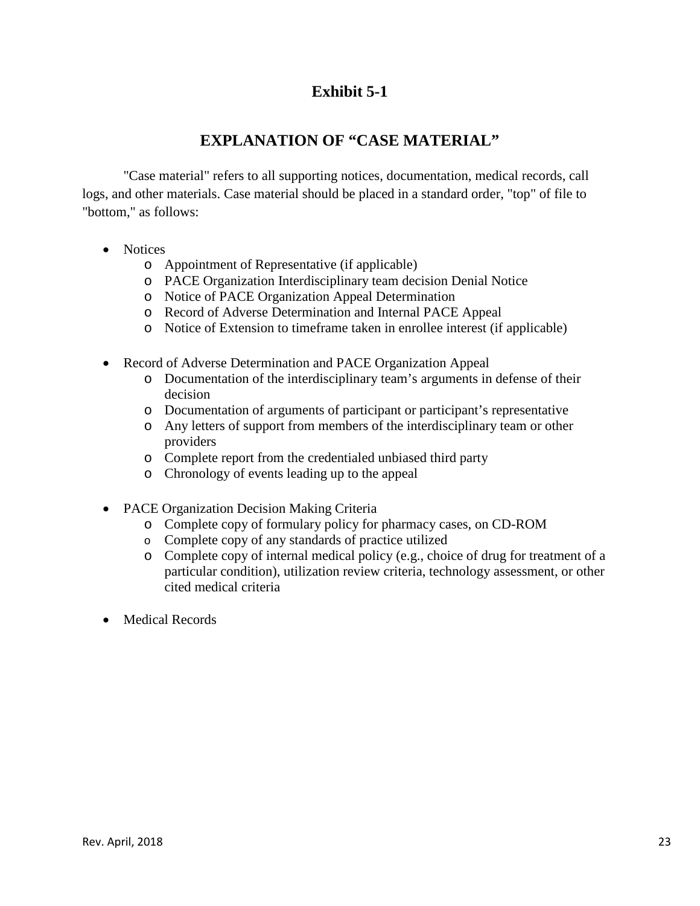# Exhibit 5-1

## EXPLANATION OF "CASE MATERIAL"

"Case material" refers to all supporting notices, documentation, medical records, call logs, and other materials. Case material should be placed in a standard order, "top" of file to "bottom," as follows:

- Notices
  - Appointment of Representative (if applicable)
  - PACE Organization Interdisciplinary team decision Denial Notice
  - Notice of PACE Organization Appeal Determination
  - Record of Adverse Determination and Internal PACE Appeal
  - Notice of Extension to timeframe taken in enrollee interest (if applicable)

- Record of Adverse Determination and PACE Organization Appeal
  - Documentation of the interdisciplinary team's arguments in defense of their decision
  - Documentation of arguments of participant or participant's representative
  - Any letters of support from members of the interdisciplinary team or other providers
  - Complete report from the credentialed unbiased third party
  - Chronology of events leading up to the appeal

- PACE Organization Decision Making Criteria
  - Complete copy of formulary policy for pharmacy cases, on CD-ROM
  - Complete copy of any standards of practice utilized
  - Complete copy of internal medical policy (e.g., choice of drug for treatment of a particular condition), utilization review criteria, technology assessment, or other cited medical criteria

- Medical Records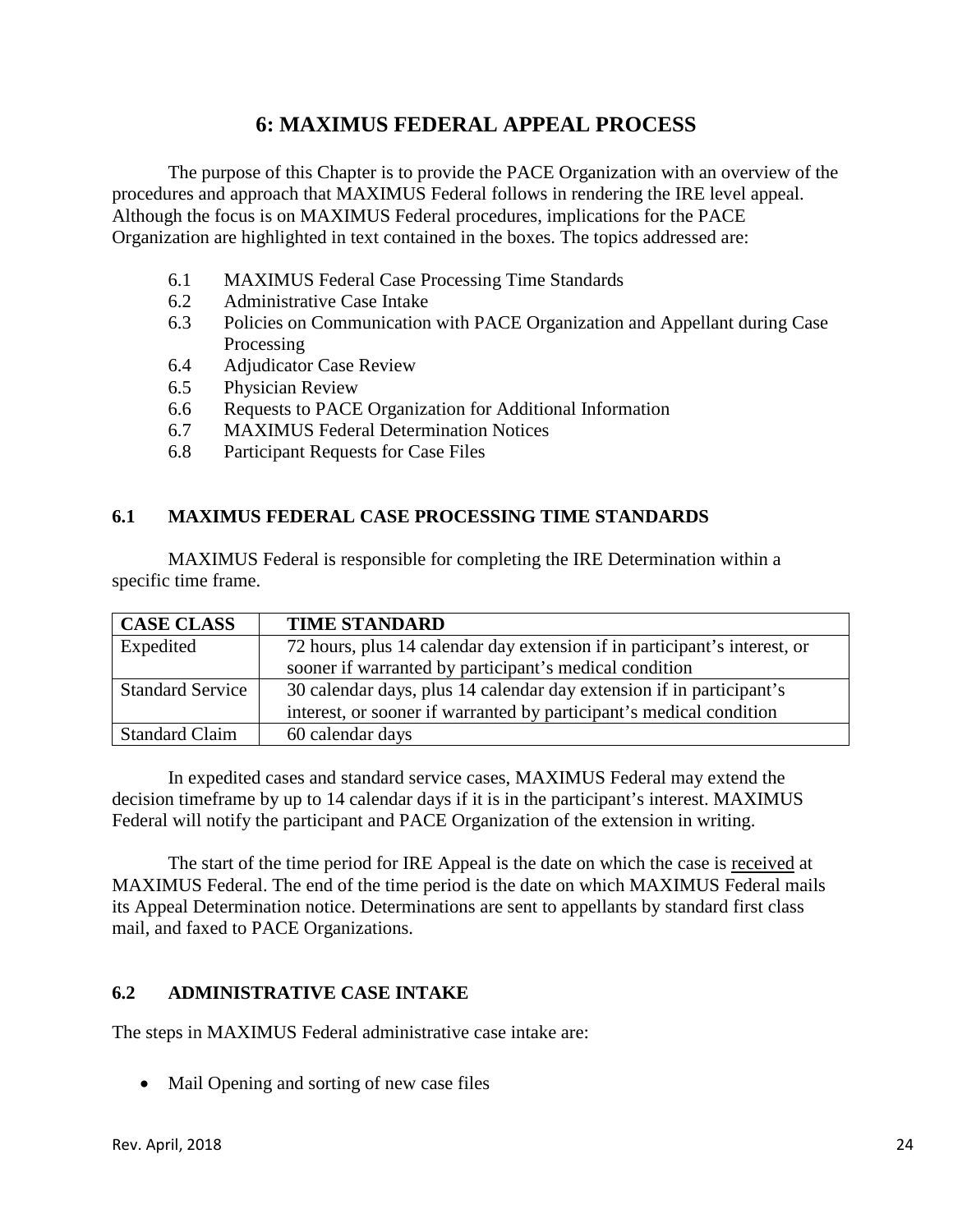# 6: MAXIMUS FEDERAL APPEAL PROCESS

The purpose of this Chapter is to provide the PACE Organization with an overview of the procedures and approach that MAXIMUS Federal follows in rendering the IRE level appeal. Although the focus is on MAXIMUS Federal procedures, implications for the PACE Organization are highlighted in text contained in the boxes. The topics addressed are:

- 6.1 MAXIMUS Federal Case Processing Time Standards
- 6.2 Administrative Case Intake
- 6.3 Policies on Communication with PACE Organization and Appellant during Case Processing
- 6.4 Adjudicator Case Review
- 6.5 Physician Review
- 6.6 Requests to PACE Organization for Additional Information
- 6.7 MAXIMUS Federal Determination Notices
- 6.8 Participant Requests for Case Files

## 6.1 MAXIMUS FEDERAL CASE PROCESSING TIME STANDARDS

MAXIMUS Federal is responsible for completing the IRE Determination within a specific time frame.

| CASE CLASS | TIME STANDARD |
|---|---|
| Expedited | 72 hours, plus 14 calendar day extension if in participant's interest, or sooner if warranted by participant's medical condition |
| Standard Service | 30 calendar days, plus 14 calendar day extension if in participant's interest, or sooner if warranted by participant's medical condition |
| Standard Claim | 60 calendar days |

In expedited cases and standard service cases, MAXIMUS Federal may extend the decision timeframe by up to 14 calendar days if it is in the participant's interest. MAXIMUS Federal will notify the participant and PACE Organization of the extension in writing.

The start of the time period for IRE Appeal is the date on which the case is <u>received</u> at MAXIMUS Federal. The end of the time period is the date on which MAXIMUS Federal mails its Appeal Determination notice. Determinations are sent to appellants by standard first class mail, and faxed to PACE Organizations.

## 6.2 ADMINISTRATIVE CASE INTAKE

The steps in MAXIMUS Federal administrative case intake are:

- Mail Opening and sorting of new case files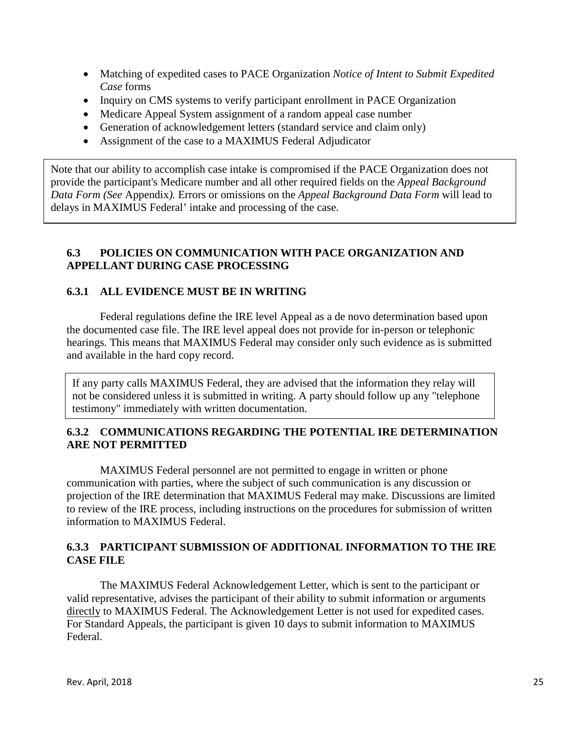- Matching of expedited cases to PACE Organization *Notice of Intent to Submit Expedited Case* forms
- Inquiry on CMS systems to verify participant enrollment in PACE Organization
- Medicare Appeal System assignment of a random appeal case number
- Generation of acknowledgement letters (standard service and claim only)
- Assignment of the case to a MAXIMUS Federal Adjudicator

> Note that our ability to accomplish case intake is compromised if the PACE Organization does not provide the participant's Medicare number and all other required fields on the *Appeal Background Data Form (See* Appendix*).* Errors or omissions on the *Appeal Background Data Form* will lead to delays in MAXIMUS Federal' intake and processing of the case.

## 6.3 POLICIES ON COMMUNICATION WITH PACE ORGANIZATION AND APPELLANT DURING CASE PROCESSING

### 6.3.1 ALL EVIDENCE MUST BE IN WRITING

Federal regulations define the IRE level Appeal as a de novo determination based upon the documented case file. The IRE level appeal does not provide for in-person or telephonic hearings. This means that MAXIMUS Federal may consider only such evidence as is submitted and available in the hard copy record.

> If any party calls MAXIMUS Federal, they are advised that the information they relay will not be considered unless it is submitted in writing. A party should follow up any "telephone testimony" immediately with written documentation.

### 6.3.2 COMMUNICATIONS REGARDING THE POTENTIAL IRE DETERMINATION ARE NOT PERMITTED

MAXIMUS Federal personnel are not permitted to engage in written or phone communication with parties, where the subject of such communication is any discussion or projection of the IRE determination that MAXIMUS Federal may make. Discussions are limited to review of the IRE process, including instructions on the procedures for submission of written information to MAXIMUS Federal.

### 6.3.3 PARTICIPANT SUBMISSION OF ADDITIONAL INFORMATION TO THE IRE CASE FILE

The MAXIMUS Federal Acknowledgement Letter, which is sent to the participant or valid representative, advises the participant of their ability to submit information or arguments directly to MAXIMUS Federal. The Acknowledgement Letter is not used for expedited cases. For Standard Appeals, the participant is given 10 days to submit information to MAXIMUS Federal.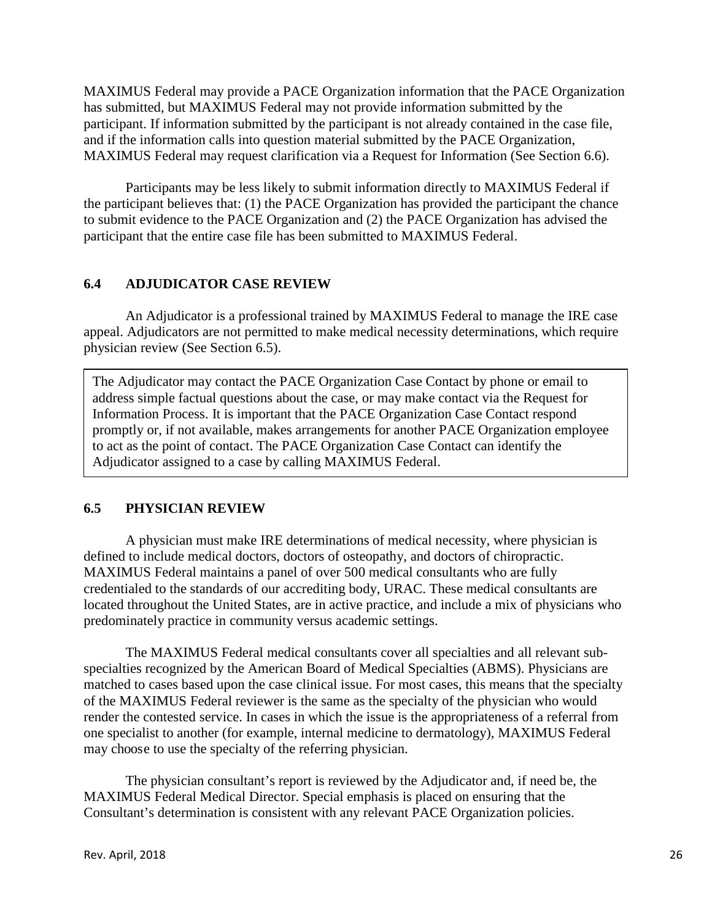MAXIMUS Federal may provide a PACE Organization information that the PACE Organization has submitted, but MAXIMUS Federal may not provide information submitted by the participant. If information submitted by the participant is not already contained in the case file, and if the information calls into question material submitted by the PACE Organization, MAXIMUS Federal may request clarification via a Request for Information (See Section 6.6).

Participants may be less likely to submit information directly to MAXIMUS Federal if the participant believes that: (1) the PACE Organization has provided the participant the chance to submit evidence to the PACE Organization and (2) the PACE Organization has advised the participant that the entire case file has been submitted to MAXIMUS Federal.

## 6.4 ADJUDICATOR CASE REVIEW

An Adjudicator is a professional trained by MAXIMUS Federal to manage the IRE case appeal. Adjudicators are not permitted to make medical necessity determinations, which require physician review (See Section 6.5).

> The Adjudicator may contact the PACE Organization Case Contact by phone or email to address simple factual questions about the case, or may make contact via the Request for Information Process. It is important that the PACE Organization Case Contact respond promptly or, if not available, makes arrangements for another PACE Organization employee to act as the point of contact. The PACE Organization Case Contact can identify the Adjudicator assigned to a case by calling MAXIMUS Federal.

## 6.5 PHYSICIAN REVIEW

A physician must make IRE determinations of medical necessity, where physician is defined to include medical doctors, doctors of osteopathy, and doctors of chiropractic. MAXIMUS Federal maintains a panel of over 500 medical consultants who are fully credentialed to the standards of our accrediting body, URAC. These medical consultants are located throughout the United States, are in active practice, and include a mix of physicians who predominately practice in community versus academic settings.

The MAXIMUS Federal medical consultants cover all specialties and all relevant sub-specialties recognized by the American Board of Medical Specialties (ABMS). Physicians are matched to cases based upon the case clinical issue. For most cases, this means that the specialty of the MAXIMUS Federal reviewer is the same as the specialty of the physician who would render the contested service. In cases in which the issue is the appropriateness of a referral from one specialist to another (for example, internal medicine to dermatology), MAXIMUS Federal may choose to use the specialty of the referring physician.

The physician consultant's report is reviewed by the Adjudicator and, if need be, the MAXIMUS Federal Medical Director. Special emphasis is placed on ensuring that the Consultant's determination is consistent with any relevant PACE Organization policies.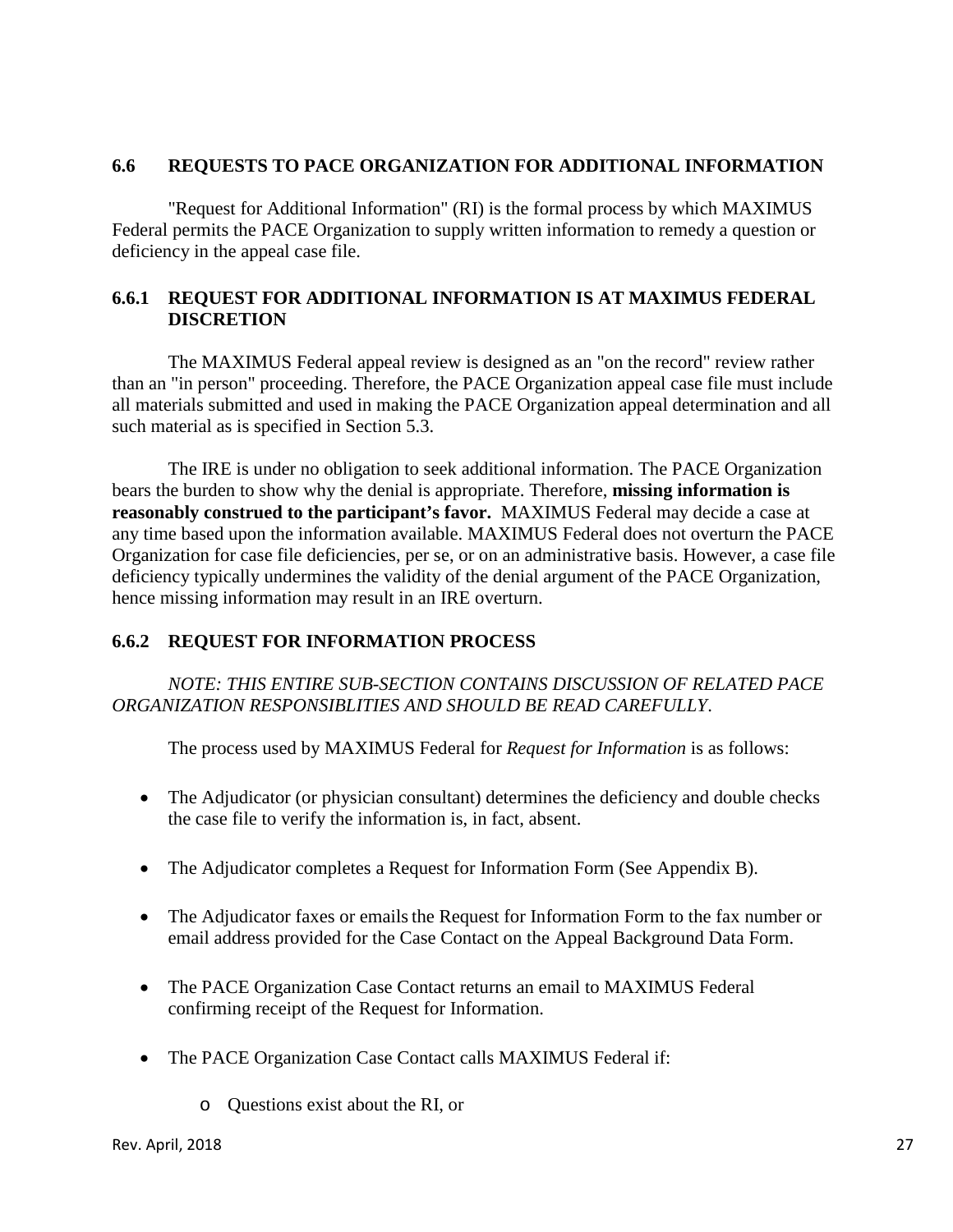## 6.6 REQUESTS TO PACE ORGANIZATION FOR ADDITIONAL INFORMATION

"Request for Additional Information" (RI) is the formal process by which MAXIMUS Federal permits the PACE Organization to supply written information to remedy a question or deficiency in the appeal case file.

### 6.6.1 REQUEST FOR ADDITIONAL INFORMATION IS AT MAXIMUS FEDERAL DISCRETION

The MAXIMUS Federal appeal review is designed as an "on the record" review rather than an "in person" proceeding. Therefore, the PACE Organization appeal case file must include all materials submitted and used in making the PACE Organization appeal determination and all such material as is specified in Section 5.3.

The IRE is under no obligation to seek additional information. The PACE Organization bears the burden to show why the denial is appropriate. Therefore, **missing information is reasonably construed to the participant's favor.** MAXIMUS Federal may decide a case at any time based upon the information available. MAXIMUS Federal does not overturn the PACE Organization for case file deficiencies, per se, or on an administrative basis. However, a case file deficiency typically undermines the validity of the denial argument of the PACE Organization, hence missing information may result in an IRE overturn.

### 6.6.2 REQUEST FOR INFORMATION PROCESS

*NOTE: THIS ENTIRE SUB-SECTION CONTAINS DISCUSSION OF RELATED PACE ORGANIZATION RESPONSIBLITIES AND SHOULD BE READ CAREFULLY*.

The process used by MAXIMUS Federal for *Request for Information* is as follows:

- The Adjudicator (or physician consultant) determines the deficiency and double checks the case file to verify the information is, in fact, absent.
- The Adjudicator completes a Request for Information Form (See Appendix B).
- The Adjudicator faxes or emails the Request for Information Form to the fax number or email address provided for the Case Contact on the Appeal Background Data Form.
- The PACE Organization Case Contact returns an email to MAXIMUS Federal confirming receipt of the Request for Information.
- The PACE Organization Case Contact calls MAXIMUS Federal if:
    - Questions exist about the RI, or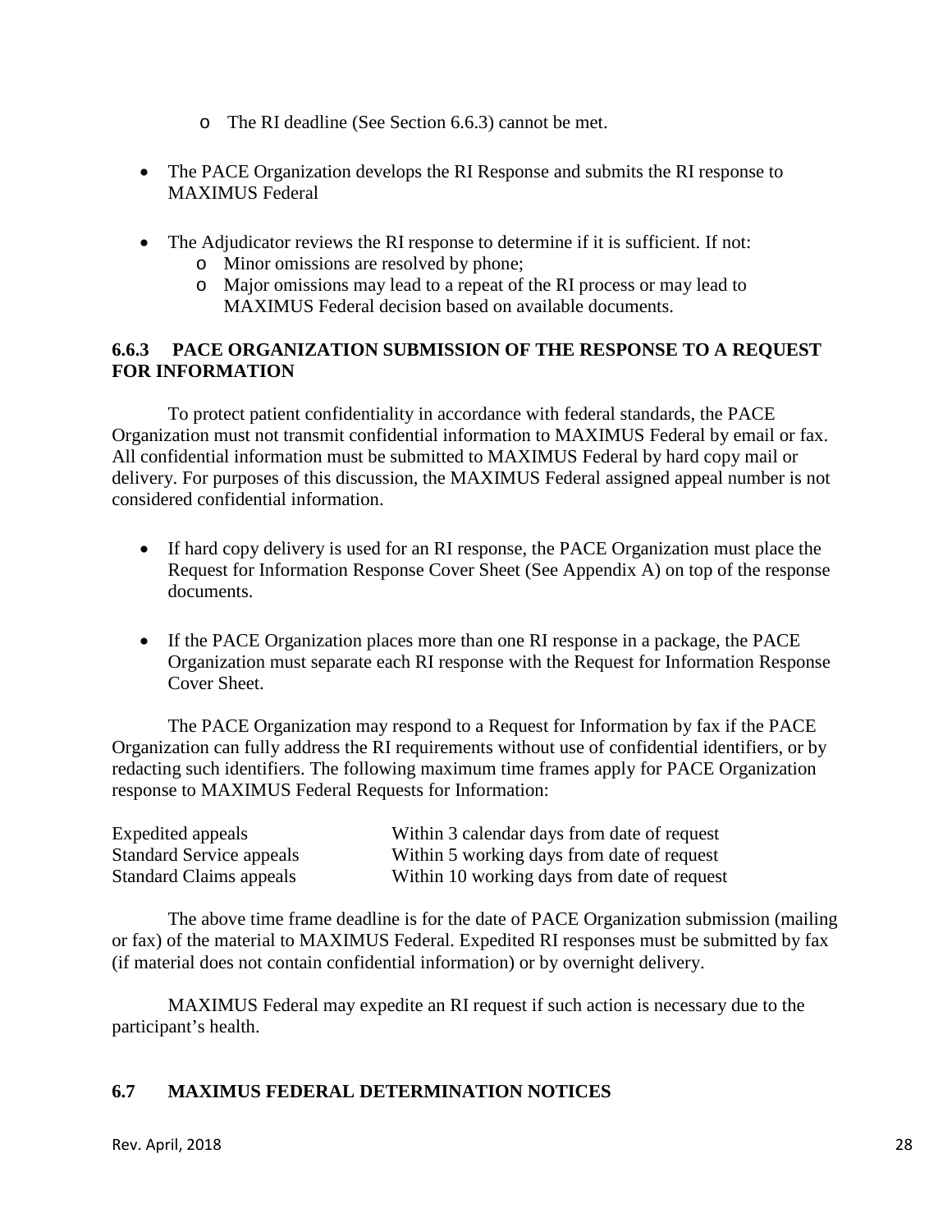- The RI deadline (See Section 6.6.3) cannot be met.

- The PACE Organization develops the RI Response and submits the RI response to MAXIMUS Federal

- The Adjudicator reviews the RI response to determine if it is sufficient. If not:
  - Minor omissions are resolved by phone;
  - Major omissions may lead to a repeat of the RI process or may lead to MAXIMUS Federal decision based on available documents.

### 6.6.3 PACE ORGANIZATION SUBMISSION OF THE RESPONSE TO A REQUEST FOR INFORMATION

To protect patient confidentiality in accordance with federal standards, the PACE Organization must not transmit confidential information to MAXIMUS Federal by email or fax. All confidential information must be submitted to MAXIMUS Federal by hard copy mail or delivery. For purposes of this discussion, the MAXIMUS Federal assigned appeal number is not considered confidential information.

- If hard copy delivery is used for an RI response, the PACE Organization must place the Request for Information Response Cover Sheet (See Appendix A) on top of the response documents.

- If the PACE Organization places more than one RI response in a package, the PACE Organization must separate each RI response with the Request for Information Response Cover Sheet.

The PACE Organization may respond to a Request for Information by fax if the PACE Organization can fully address the RI requirements without use of confidential identifiers, or by redacting such identifiers. The following maximum time frames apply for PACE Organization response to MAXIMUS Federal Requests for Information:

| | |
|---|---|
| Expedited appeals | Within 3 calendar days from date of request |
| Standard Service appeals | Within 5 working days from date of request |
| Standard Claims appeals | Within 10 working days from date of request |

The above time frame deadline is for the date of PACE Organization submission (mailing or fax) of the material to MAXIMUS Federal. Expedited RI responses must be submitted by fax (if material does not contain confidential information) or by overnight delivery.

MAXIMUS Federal may expedite an RI request if such action is necessary due to the participant's health.

## 6.7 MAXIMUS FEDERAL DETERMINATION NOTICES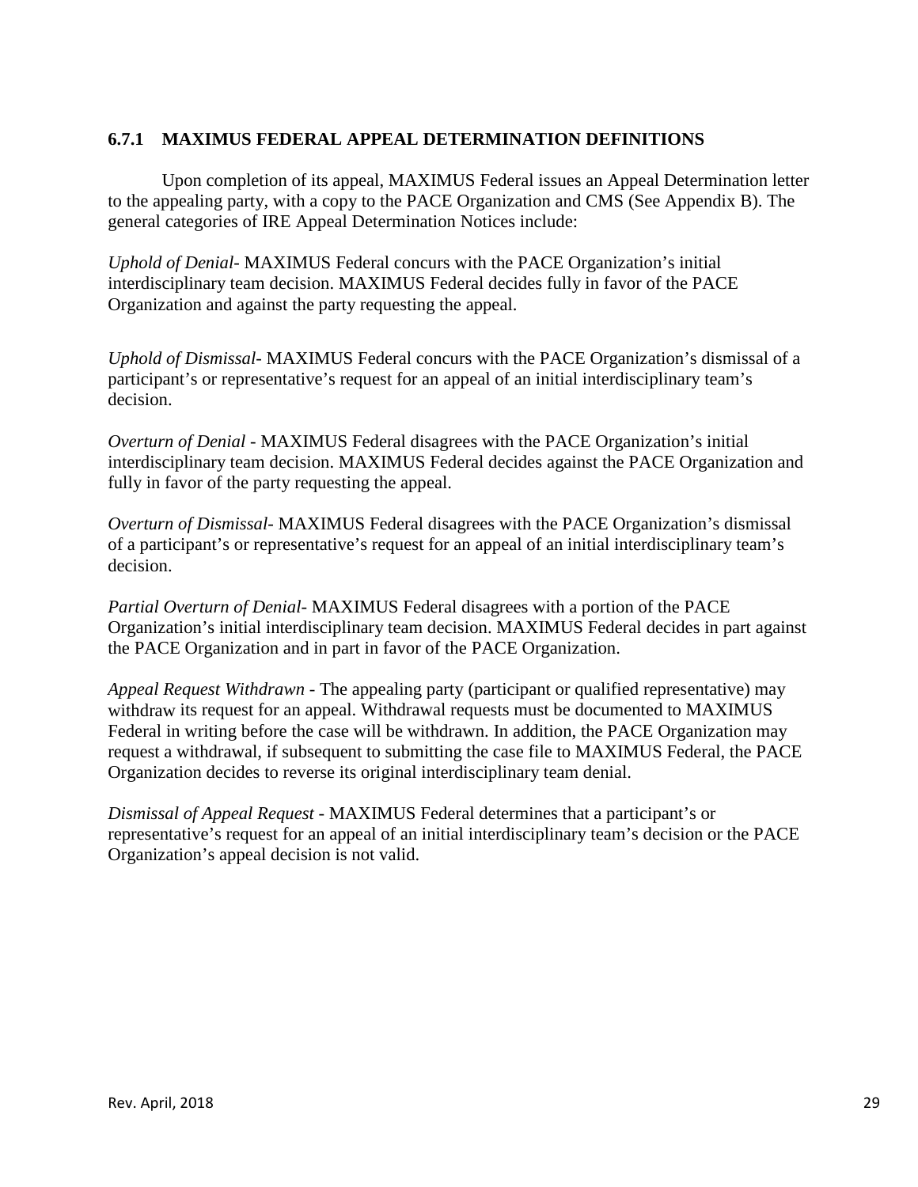### 6.7.1 MAXIMUS FEDERAL APPEAL DETERMINATION DEFINITIONS

Upon completion of its appeal, MAXIMUS Federal issues an Appeal Determination letter to the appealing party, with a copy to the PACE Organization and CMS (See Appendix B). The general categories of IRE Appeal Determination Notices include:

*Uphold of Denial*- MAXIMUS Federal concurs with the PACE Organization's initial interdisciplinary team decision. MAXIMUS Federal decides fully in favor of the PACE Organization and against the party requesting the appeal.

*Uphold of Dismissal*- MAXIMUS Federal concurs with the PACE Organization's dismissal of a participant's or representative's request for an appeal of an initial interdisciplinary team's decision.

*Overturn of Denial* - MAXIMUS Federal disagrees with the PACE Organization's initial interdisciplinary team decision. MAXIMUS Federal decides against the PACE Organization and fully in favor of the party requesting the appeal.

*Overturn of Dismissal*- MAXIMUS Federal disagrees with the PACE Organization's dismissal of a participant's or representative's request for an appeal of an initial interdisciplinary team's decision.

*Partial Overturn of Denial*- MAXIMUS Federal disagrees with a portion of the PACE Organization's initial interdisciplinary team decision. MAXIMUS Federal decides in part against the PACE Organization and in part in favor of the PACE Organization.

*Appeal Request Withdrawn* - The appealing party (participant or qualified representative) may withdraw its request for an appeal. Withdrawal requests must be documented to MAXIMUS Federal in writing before the case will be withdrawn. In addition, the PACE Organization may request a withdrawal, if subsequent to submitting the case file to MAXIMUS Federal, the PACE Organization decides to reverse its original interdisciplinary team denial.

*Dismissal of Appeal Request* - MAXIMUS Federal determines that a participant's or representative's request for an appeal of an initial interdisciplinary team's decision or the PACE Organization's appeal decision is not valid.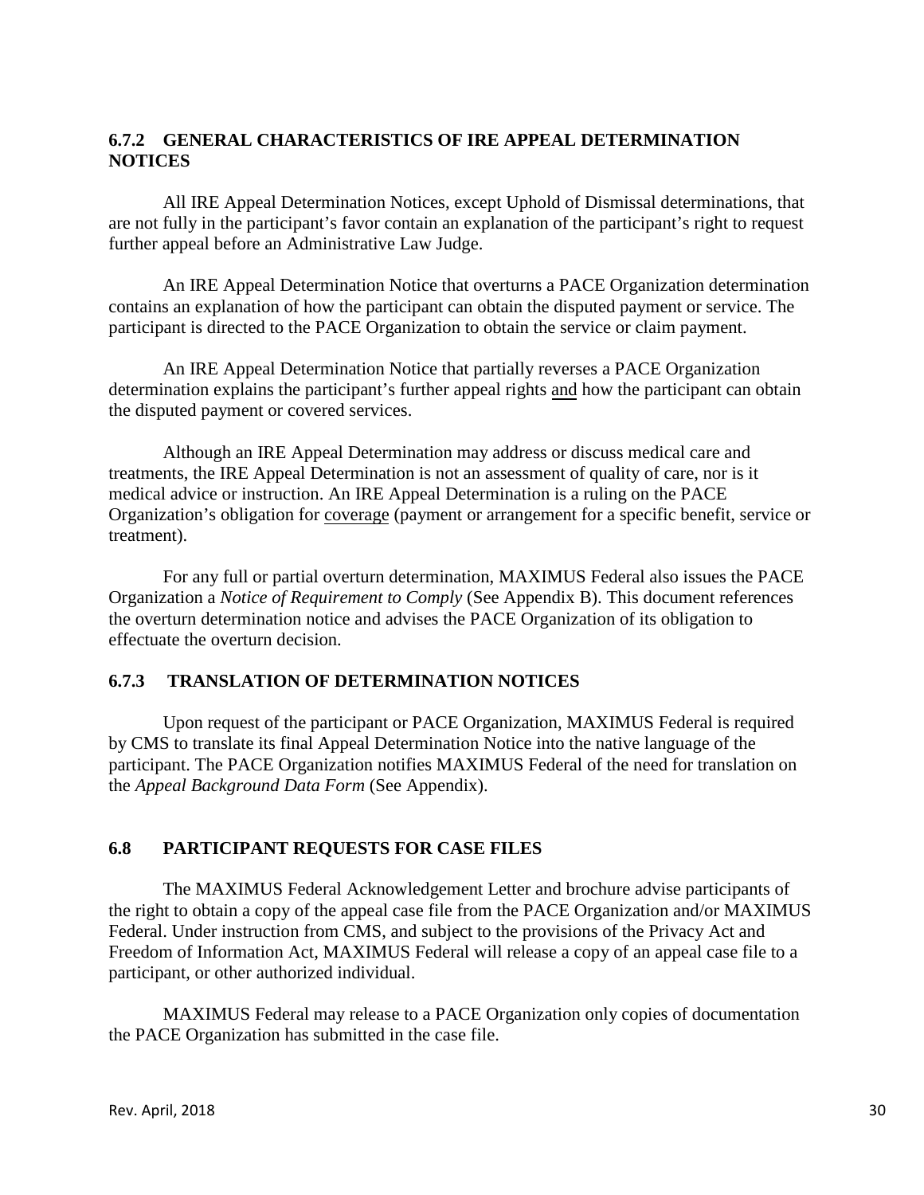### 6.7.2 GENERAL CHARACTERISTICS OF IRE APPEAL DETERMINATION NOTICES

All IRE Appeal Determination Notices, except Uphold of Dismissal determinations, that are not fully in the participant's favor contain an explanation of the participant's right to request further appeal before an Administrative Law Judge.

An IRE Appeal Determination Notice that overturns a PACE Organization determination contains an explanation of how the participant can obtain the disputed payment or service. The participant is directed to the PACE Organization to obtain the service or claim payment.

An IRE Appeal Determination Notice that partially reverses a PACE Organization determination explains the participant's further appeal rights <u>and</u> how the participant can obtain the disputed payment or covered services.

Although an IRE Appeal Determination may address or discuss medical care and treatments, the IRE Appeal Determination is not an assessment of quality of care, nor is it medical advice or instruction. An IRE Appeal Determination is a ruling on the PACE Organization's obligation for <u>coverage</u> (payment or arrangement for a specific benefit, service or treatment).

For any full or partial overturn determination, MAXIMUS Federal also issues the PACE Organization a *Notice of Requirement to Comply* (See Appendix B). This document references the overturn determination notice and advises the PACE Organization of its obligation to effectuate the overturn decision.

### 6.7.3 TRANSLATION OF DETERMINATION NOTICES

Upon request of the participant or PACE Organization, MAXIMUS Federal is required by CMS to translate its final Appeal Determination Notice into the native language of the participant. The PACE Organization notifies MAXIMUS Federal of the need for translation on the *Appeal Background Data Form* (See Appendix).

## 6.8 PARTICIPANT REQUESTS FOR CASE FILES

The MAXIMUS Federal Acknowledgement Letter and brochure advise participants of the right to obtain a copy of the appeal case file from the PACE Organization and/or MAXIMUS Federal. Under instruction from CMS, and subject to the provisions of the Privacy Act and Freedom of Information Act, MAXIMUS Federal will release a copy of an appeal case file to a participant, or other authorized individual.

MAXIMUS Federal may release to a PACE Organization only copies of documentation the PACE Organization has submitted in the case file.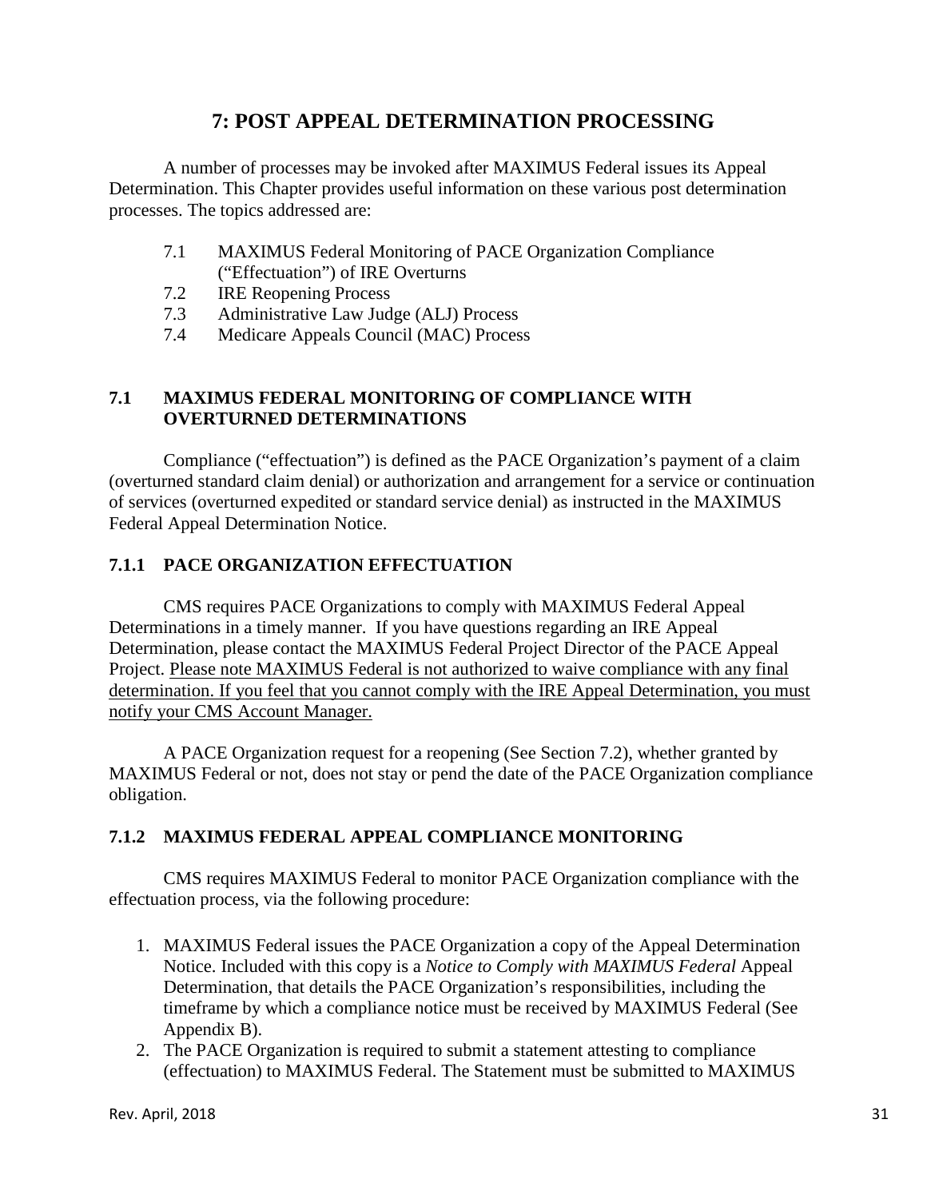# 7: POST APPEAL DETERMINATION PROCESSING

A number of processes may be invoked after MAXIMUS Federal issues its Appeal Determination. This Chapter provides useful information on these various post determination processes. The topics addressed are:

- 7.1 MAXIMUS Federal Monitoring of PACE Organization Compliance ("Effectuation") of IRE Overturns
- 7.2 IRE Reopening Process
- 7.3 Administrative Law Judge (ALJ) Process
- 7.4 Medicare Appeals Council (MAC) Process

## 7.1 MAXIMUS FEDERAL MONITORING OF COMPLIANCE WITH OVERTURNED DETERMINATIONS

Compliance ("effectuation") is defined as the PACE Organization's payment of a claim (overturned standard claim denial) or authorization and arrangement for a service or continuation of services (overturned expedited or standard service denial) as instructed in the MAXIMUS Federal Appeal Determination Notice.

### 7.1.1 PACE ORGANIZATION EFFECTUATION

CMS requires PACE Organizations to comply with MAXIMUS Federal Appeal Determinations in a timely manner. If you have questions regarding an IRE Appeal Determination, please contact the MAXIMUS Federal Project Director of the PACE Appeal Project. <u>Please note MAXIMUS Federal is not authorized to waive compliance with any final determination. If you feel that you cannot comply with the IRE Appeal Determination, you must notify your CMS Account Manager.</u>

A PACE Organization request for a reopening (See Section 7.2), whether granted by MAXIMUS Federal or not, does not stay or pend the date of the PACE Organization compliance obligation.

### 7.1.2 MAXIMUS FEDERAL APPEAL COMPLIANCE MONITORING

CMS requires MAXIMUS Federal to monitor PACE Organization compliance with the effectuation process, via the following procedure:

1. MAXIMUS Federal issues the PACE Organization a copy of the Appeal Determination Notice. Included with this copy is a *Notice to Comply with MAXIMUS Federal* Appeal Determination, that details the PACE Organization's responsibilities, including the timeframe by which a compliance notice must be received by MAXIMUS Federal (See Appendix B).
2. The PACE Organization is required to submit a statement attesting to compliance (effectuation) to MAXIMUS Federal. The Statement must be submitted to MAXIMUS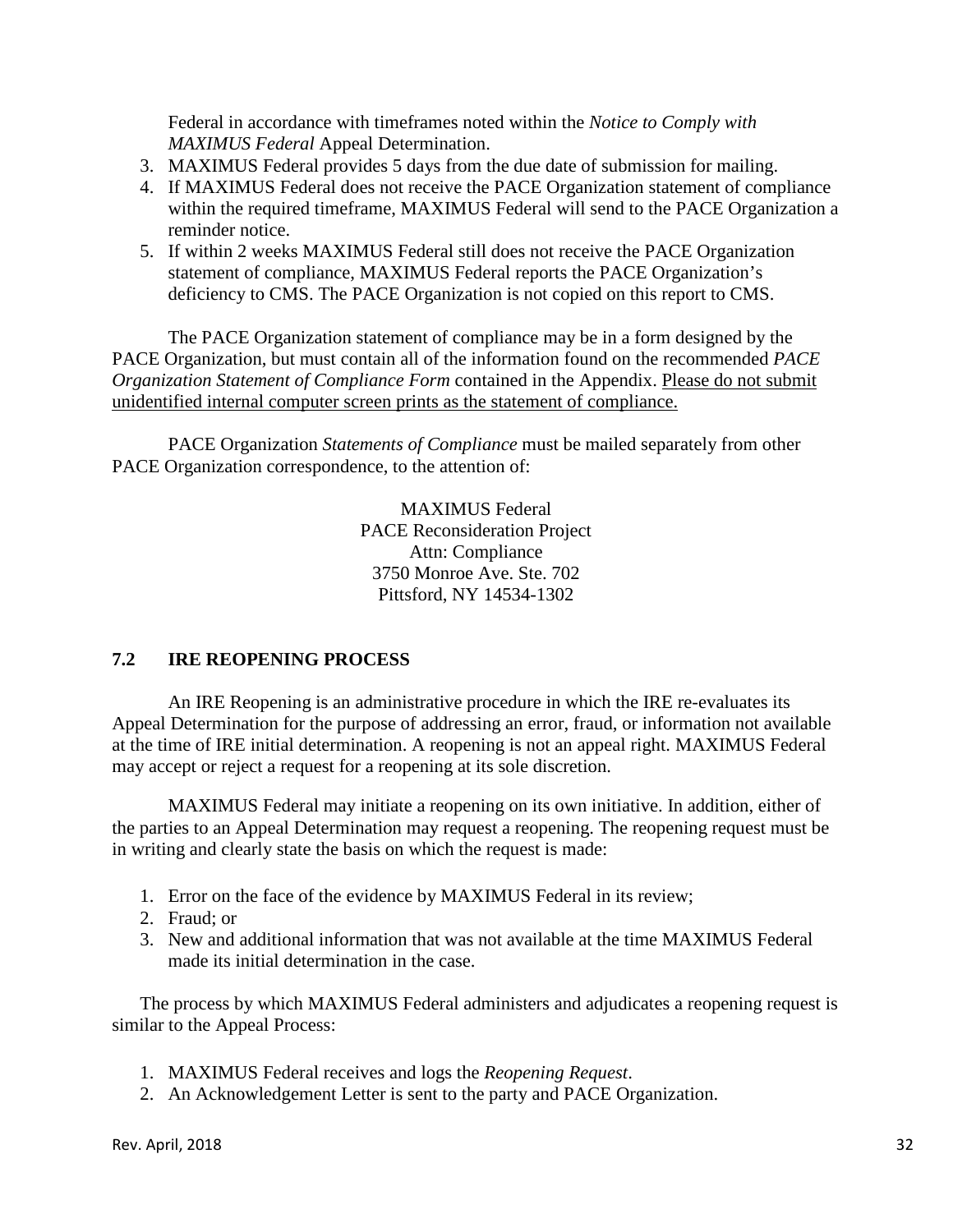Federal in accordance with timeframes noted within the *Notice to Comply with MAXIMUS Federal* Appeal Determination.

3. MAXIMUS Federal provides 5 days from the due date of submission for mailing.
4. If MAXIMUS Federal does not receive the PACE Organization statement of compliance within the required timeframe, MAXIMUS Federal will send to the PACE Organization a reminder notice.
5. If within 2 weeks MAXIMUS Federal still does not receive the PACE Organization statement of compliance, MAXIMUS Federal reports the PACE Organization's deficiency to CMS. The PACE Organization is not copied on this report to CMS.

The PACE Organization statement of compliance may be in a form designed by the PACE Organization, but must contain all of the information found on the recommended *PACE Organization Statement of Compliance Form* contained in the Appendix. <u>Please do not submit unidentified internal computer screen prints as the statement of compliance.</u>

PACE Organization *Statements of Compliance* must be mailed separately from other PACE Organization correspondence, to the attention of:

MAXIMUS Federal
PACE Reconsideration Project
Attn: Compliance
3750 Monroe Ave. Ste. 702
Pittsford, NY 14534-1302

## 7.2 IRE REOPENING PROCESS

An IRE Reopening is an administrative procedure in which the IRE re-evaluates its Appeal Determination for the purpose of addressing an error, fraud, or information not available at the time of IRE initial determination. A reopening is not an appeal right. MAXIMUS Federal may accept or reject a request for a reopening at its sole discretion.

MAXIMUS Federal may initiate a reopening on its own initiative. In addition, either of the parties to an Appeal Determination may request a reopening. The reopening request must be in writing and clearly state the basis on which the request is made:

1. Error on the face of the evidence by MAXIMUS Federal in its review;
2. Fraud; or
3. New and additional information that was not available at the time MAXIMUS Federal made its initial determination in the case.

The process by which MAXIMUS Federal administers and adjudicates a reopening request is similar to the Appeal Process:

1. MAXIMUS Federal receives and logs the *Reopening Request*.
2. An Acknowledgement Letter is sent to the party and PACE Organization.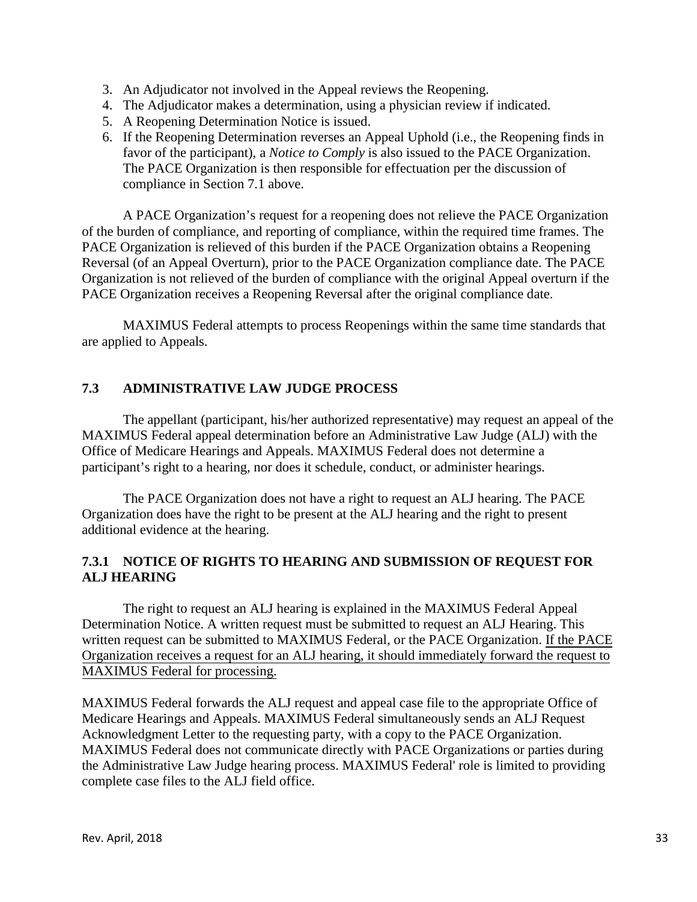3. An Adjudicator not involved in the Appeal reviews the Reopening.
4. The Adjudicator makes a determination, using a physician review if indicated.
5. A Reopening Determination Notice is issued.
6. If the Reopening Determination reverses an Appeal Uphold (i.e., the Reopening finds in favor of the participant), a *Notice to Comply* is also issued to the PACE Organization. The PACE Organization is then responsible for effectuation per the discussion of compliance in Section 7.1 above.

A PACE Organization's request for a reopening does not relieve the PACE Organization of the burden of compliance, and reporting of compliance, within the required time frames. The PACE Organization is relieved of this burden if the PACE Organization obtains a Reopening Reversal (of an Appeal Overturn), prior to the PACE Organization compliance date. The PACE Organization is not relieved of the burden of compliance with the original Appeal overturn if the PACE Organization receives a Reopening Reversal after the original compliance date.

MAXIMUS Federal attempts to process Reopenings within the same time standards that are applied to Appeals.

## 7.3 ADMINISTRATIVE LAW JUDGE PROCESS

The appellant (participant, his/her authorized representative) may request an appeal of the MAXIMUS Federal appeal determination before an Administrative Law Judge (ALJ) with the Office of Medicare Hearings and Appeals. MAXIMUS Federal does not determine a participant's right to a hearing, nor does it schedule, conduct, or administer hearings.

The PACE Organization does not have a right to request an ALJ hearing. The PACE Organization does have the right to be present at the ALJ hearing and the right to present additional evidence at the hearing.

### 7.3.1 NOTICE OF RIGHTS TO HEARING AND SUBMISSION OF REQUEST FOR ALJ HEARING

The right to request an ALJ hearing is explained in the MAXIMUS Federal Appeal Determination Notice. A written request must be submitted to request an ALJ Hearing. This written request can be submitted to MAXIMUS Federal, or the PACE Organization. If the PACE Organization receives a request for an ALJ hearing, it should immediately forward the request to MAXIMUS Federal for processing.

MAXIMUS Federal forwards the ALJ request and appeal case file to the appropriate Office of Medicare Hearings and Appeals. MAXIMUS Federal simultaneously sends an ALJ Request Acknowledgment Letter to the requesting party, with a copy to the PACE Organization. MAXIMUS Federal does not communicate directly with PACE Organizations or parties during the Administrative Law Judge hearing process. MAXIMUS Federal' role is limited to providing complete case files to the ALJ field office.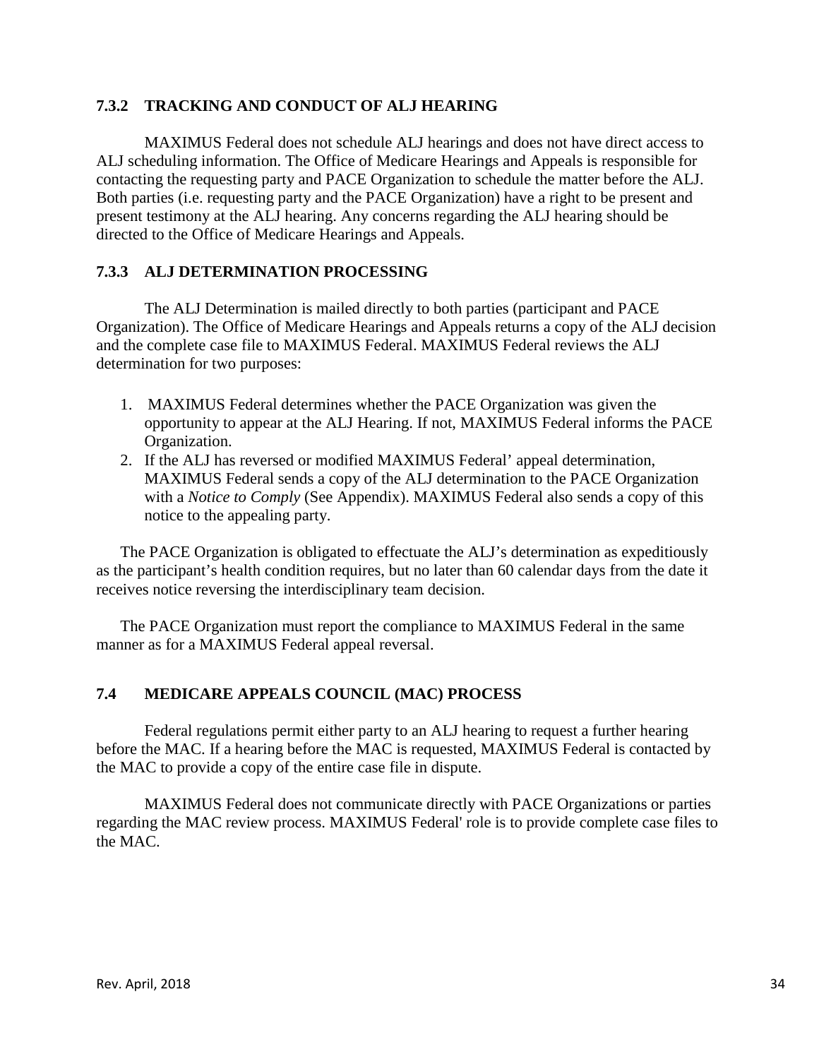### 7.3.2 TRACKING AND CONDUCT OF ALJ HEARING

MAXIMUS Federal does not schedule ALJ hearings and does not have direct access to ALJ scheduling information. The Office of Medicare Hearings and Appeals is responsible for contacting the requesting party and PACE Organization to schedule the matter before the ALJ. Both parties (i.e. requesting party and the PACE Organization) have a right to be present and present testimony at the ALJ hearing. Any concerns regarding the ALJ hearing should be directed to the Office of Medicare Hearings and Appeals.

### 7.3.3 ALJ DETERMINATION PROCESSING

The ALJ Determination is mailed directly to both parties (participant and PACE Organization). The Office of Medicare Hearings and Appeals returns a copy of the ALJ decision and the complete case file to MAXIMUS Federal. MAXIMUS Federal reviews the ALJ determination for two purposes:

1. MAXIMUS Federal determines whether the PACE Organization was given the opportunity to appear at the ALJ Hearing. If not, MAXIMUS Federal informs the PACE Organization.
2. If the ALJ has reversed or modified MAXIMUS Federal' appeal determination, MAXIMUS Federal sends a copy of the ALJ determination to the PACE Organization with a *Notice to Comply* (See Appendix). MAXIMUS Federal also sends a copy of this notice to the appealing party.

The PACE Organization is obligated to effectuate the ALJ's determination as expeditiously as the participant's health condition requires, but no later than 60 calendar days from the date it receives notice reversing the interdisciplinary team decision.

The PACE Organization must report the compliance to MAXIMUS Federal in the same manner as for a MAXIMUS Federal appeal reversal.

## 7.4 MEDICARE APPEALS COUNCIL (MAC) PROCESS

Federal regulations permit either party to an ALJ hearing to request a further hearing before the MAC. If a hearing before the MAC is requested, MAXIMUS Federal is contacted by the MAC to provide a copy of the entire case file in dispute.

MAXIMUS Federal does not communicate directly with PACE Organizations or parties regarding the MAC review process. MAXIMUS Federal' role is to provide complete case files to the MAC.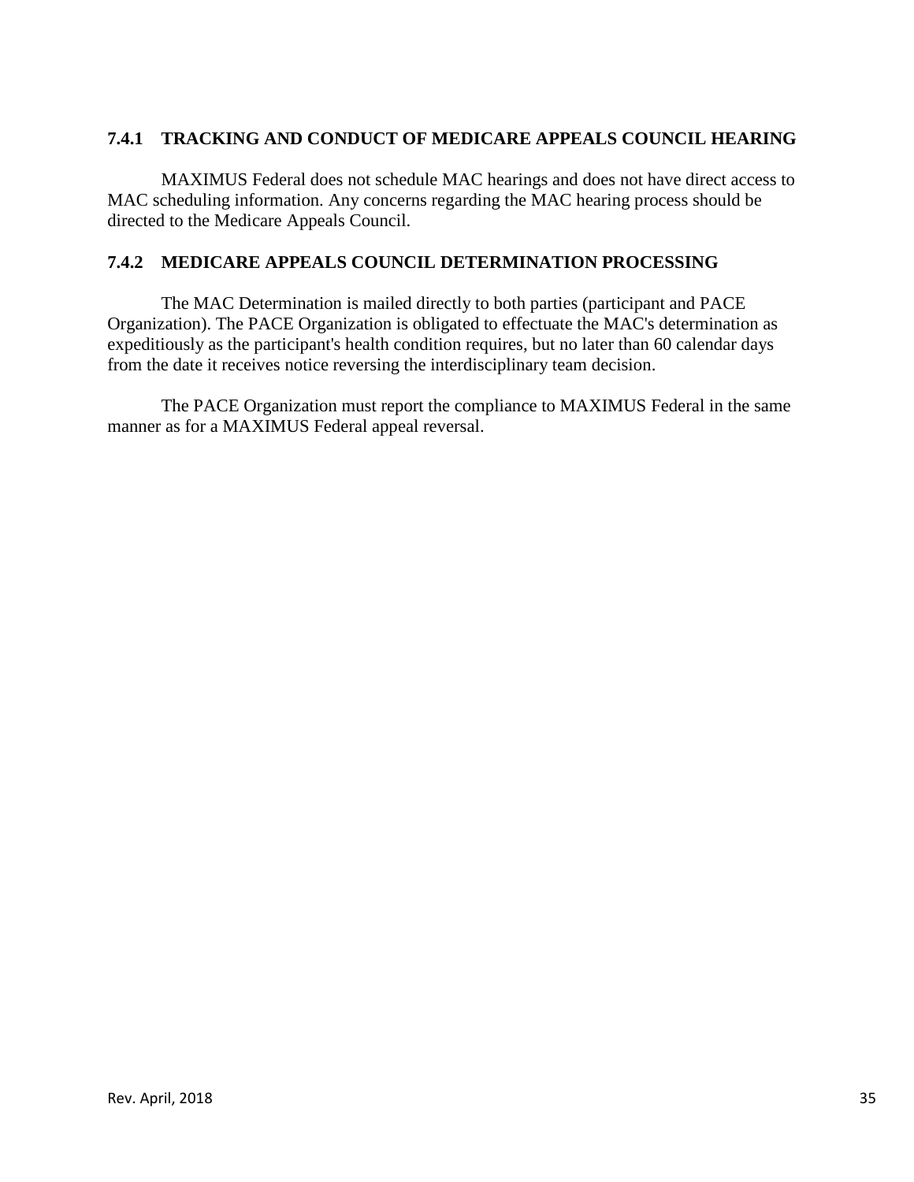### 7.4.1 TRACKING AND CONDUCT OF MEDICARE APPEALS COUNCIL HEARING

MAXIMUS Federal does not schedule MAC hearings and does not have direct access to MAC scheduling information. Any concerns regarding the MAC hearing process should be directed to the Medicare Appeals Council.

### 7.4.2 MEDICARE APPEALS COUNCIL DETERMINATION PROCESSING

The MAC Determination is mailed directly to both parties (participant and PACE Organization). The PACE Organization is obligated to effectuate the MAC's determination as expeditiously as the participant's health condition requires, but no later than 60 calendar days from the date it receives notice reversing the interdisciplinary team decision.

The PACE Organization must report the compliance to MAXIMUS Federal in the same manner as for a MAXIMUS Federal appeal reversal.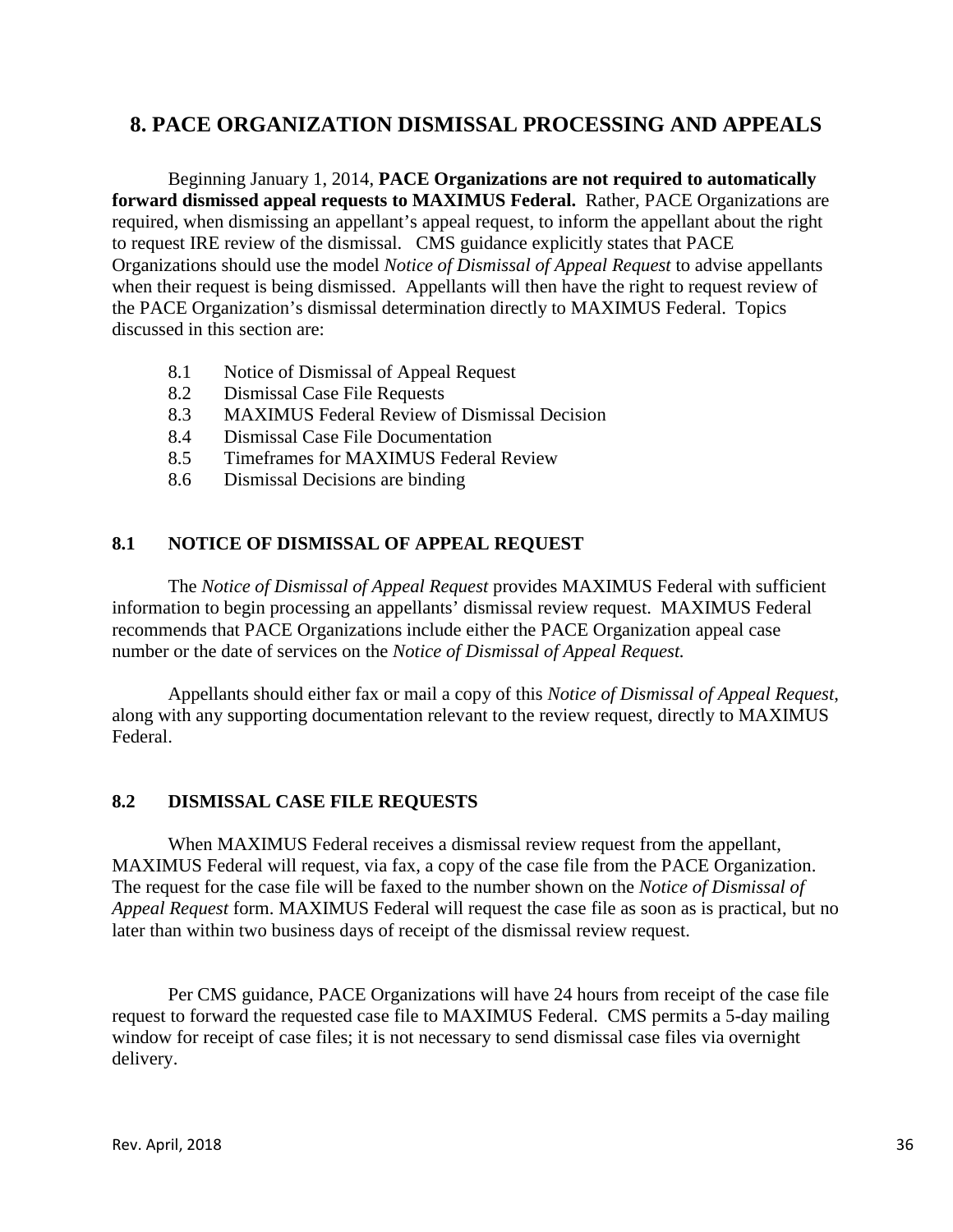## 8. PACE ORGANIZATION DISMISSAL PROCESSING AND APPEALS

Beginning January 1, 2014, **PACE Organizations are not required to automatically forward dismissed appeal requests to MAXIMUS Federal.** Rather, PACE Organizations are required, when dismissing an appellant's appeal request, to inform the appellant about the right to request IRE review of the dismissal. CMS guidance explicitly states that PACE Organizations should use the model *Notice of Dismissal of Appeal Request* to advise appellants when their request is being dismissed. Appellants will then have the right to request review of the PACE Organization's dismissal determination directly to MAXIMUS Federal. Topics discussed in this section are:

- 8.1 Notice of Dismissal of Appeal Request
- 8.2 Dismissal Case File Requests
- 8.3 MAXIMUS Federal Review of Dismissal Decision
- 8.4 Dismissal Case File Documentation
- 8.5 Timeframes for MAXIMUS Federal Review
- 8.6 Dismissal Decisions are binding

### 8.1 NOTICE OF DISMISSAL OF APPEAL REQUEST

The *Notice of Dismissal of Appeal Request* provides MAXIMUS Federal with sufficient information to begin processing an appellants' dismissal review request. MAXIMUS Federal recommends that PACE Organizations include either the PACE Organization appeal case number or the date of services on the *Notice of Dismissal of Appeal Request.*

Appellants should either fax or mail a copy of this *Notice of Dismissal of Appeal Request*, along with any supporting documentation relevant to the review request, directly to MAXIMUS Federal.

### 8.2 DISMISSAL CASE FILE REQUESTS

When MAXIMUS Federal receives a dismissal review request from the appellant, MAXIMUS Federal will request, via fax, a copy of the case file from the PACE Organization. The request for the case file will be faxed to the number shown on the *Notice of Dismissal of Appeal Request* form. MAXIMUS Federal will request the case file as soon as is practical, but no later than within two business days of receipt of the dismissal review request.

Per CMS guidance, PACE Organizations will have 24 hours from receipt of the case file request to forward the requested case file to MAXIMUS Federal. CMS permits a 5-day mailing window for receipt of case files; it is not necessary to send dismissal case files via overnight delivery.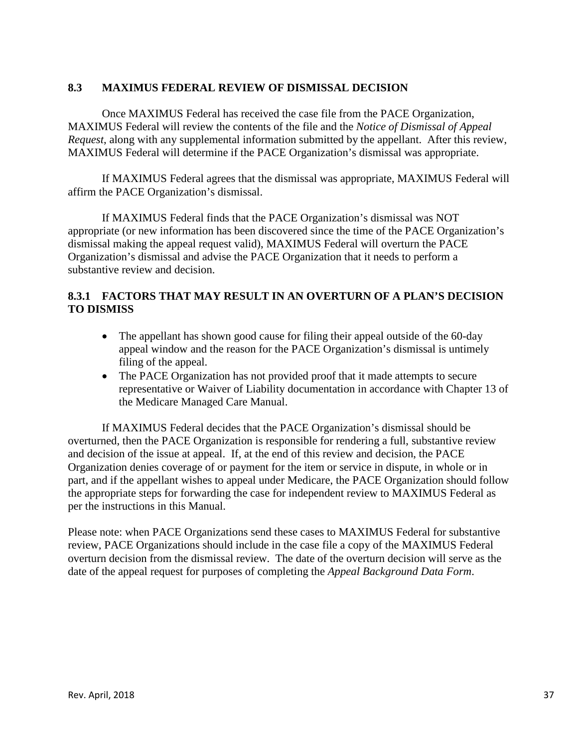## 8.3 MAXIMUS FEDERAL REVIEW OF DISMISSAL DECISION

Once MAXIMUS Federal has received the case file from the PACE Organization, MAXIMUS Federal will review the contents of the file and the *Notice of Dismissal of Appeal Request*, along with any supplemental information submitted by the appellant. After this review, MAXIMUS Federal will determine if the PACE Organization's dismissal was appropriate.

If MAXIMUS Federal agrees that the dismissal was appropriate, MAXIMUS Federal will affirm the PACE Organization's dismissal.

If MAXIMUS Federal finds that the PACE Organization's dismissal was NOT appropriate (or new information has been discovered since the time of the PACE Organization's dismissal making the appeal request valid), MAXIMUS Federal will overturn the PACE Organization's dismissal and advise the PACE Organization that it needs to perform a substantive review and decision.

### 8.3.1 FACTORS THAT MAY RESULT IN AN OVERTURN OF A PLAN'S DECISION TO DISMISS

- The appellant has shown good cause for filing their appeal outside of the 60-day appeal window and the reason for the PACE Organization's dismissal is untimely filing of the appeal.
- The PACE Organization has not provided proof that it made attempts to secure representative or Waiver of Liability documentation in accordance with Chapter 13 of the Medicare Managed Care Manual.

If MAXIMUS Federal decides that the PACE Organization's dismissal should be overturned, then the PACE Organization is responsible for rendering a full, substantive review and decision of the issue at appeal. If, at the end of this review and decision, the PACE Organization denies coverage of or payment for the item or service in dispute, in whole or in part, and if the appellant wishes to appeal under Medicare, the PACE Organization should follow the appropriate steps for forwarding the case for independent review to MAXIMUS Federal as per the instructions in this Manual.

Please note: when PACE Organizations send these cases to MAXIMUS Federal for substantive review, PACE Organizations should include in the case file a copy of the MAXIMUS Federal overturn decision from the dismissal review. The date of the overturn decision will serve as the date of the appeal request for purposes of completing the *Appeal Background Data Form*.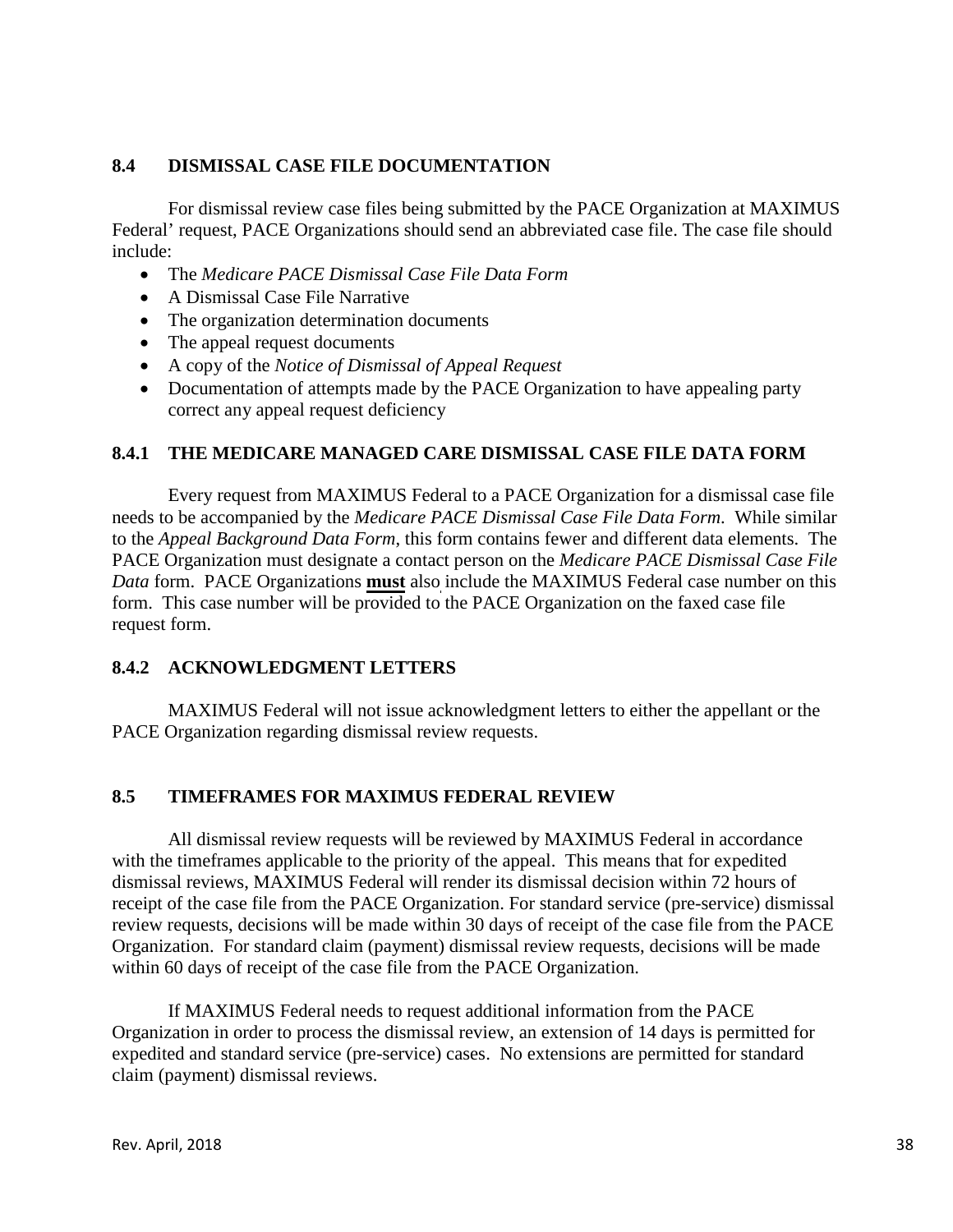## 8.4 DISMISSAL CASE FILE DOCUMENTATION

For dismissal review case files being submitted by the PACE Organization at MAXIMUS Federal' request, PACE Organizations should send an abbreviated case file. The case file should include:

- The *Medicare PACE Dismissal Case File Data Form*
- A Dismissal Case File Narrative
- The organization determination documents
- The appeal request documents
- A copy of the *Notice of Dismissal of Appeal Request*
- Documentation of attempts made by the PACE Organization to have appealing party correct any appeal request deficiency

### 8.4.1 THE MEDICARE MANAGED CARE DISMISSAL CASE FILE DATA FORM

Every request from MAXIMUS Federal to a PACE Organization for a dismissal case file needs to be accompanied by the *Medicare PACE Dismissal Case File Data Form*. While similar to the *Appeal Background Data Form*, this form contains fewer and different data elements. The PACE Organization must designate a contact person on the *Medicare PACE Dismissal Case File Data* form. PACE Organizations **must** also include the MAXIMUS Federal case number on this form. This case number will be provided to the PACE Organization on the faxed case file request form.

### 8.4.2 ACKNOWLEDGMENT LETTERS

MAXIMUS Federal will not issue acknowledgment letters to either the appellant or the PACE Organization regarding dismissal review requests.

## 8.5 TIMEFRAMES FOR MAXIMUS FEDERAL REVIEW

All dismissal review requests will be reviewed by MAXIMUS Federal in accordance with the timeframes applicable to the priority of the appeal. This means that for expedited dismissal reviews, MAXIMUS Federal will render its dismissal decision within 72 hours of receipt of the case file from the PACE Organization. For standard service (pre-service) dismissal review requests, decisions will be made within 30 days of receipt of the case file from the PACE Organization. For standard claim (payment) dismissal review requests, decisions will be made within 60 days of receipt of the case file from the PACE Organization.

If MAXIMUS Federal needs to request additional information from the PACE Organization in order to process the dismissal review, an extension of 14 days is permitted for expedited and standard service (pre-service) cases. No extensions are permitted for standard claim (payment) dismissal reviews.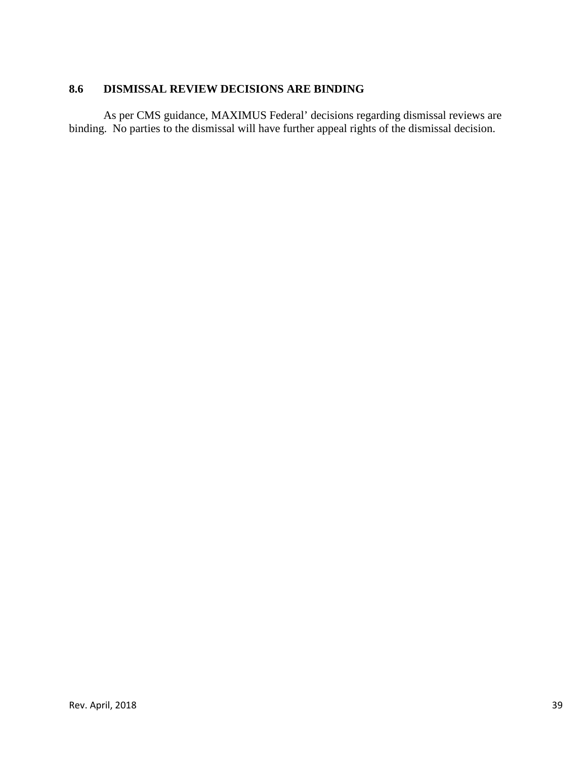## 8.6 DISMISSAL REVIEW DECISIONS ARE BINDING

As per CMS guidance, MAXIMUS Federal' decisions regarding dismissal reviews are binding. No parties to the dismissal will have further appeal rights of the dismissal decision.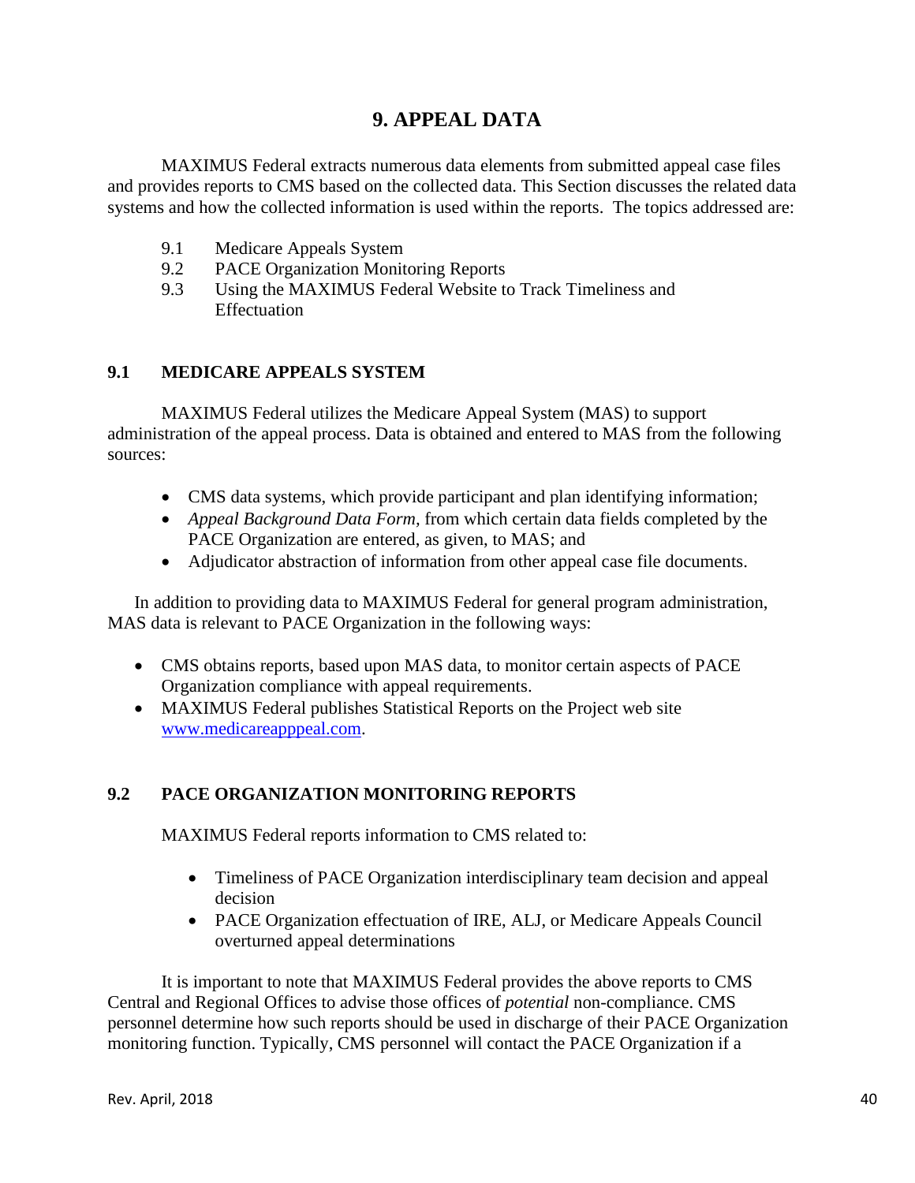# 9. APPEAL DATA

MAXIMUS Federal extracts numerous data elements from submitted appeal case files and provides reports to CMS based on the collected data. This Section discusses the related data systems and how the collected information is used within the reports. The topics addressed are:

- 9.1 Medicare Appeals System
- 9.2 PACE Organization Monitoring Reports
- 9.3 Using the MAXIMUS Federal Website to Track Timeliness and Effectuation

## 9.1 MEDICARE APPEALS SYSTEM

MAXIMUS Federal utilizes the Medicare Appeal System (MAS) to support administration of the appeal process. Data is obtained and entered to MAS from the following sources:

- CMS data systems, which provide participant and plan identifying information;
- *Appeal Background Data Form,* from which certain data fields completed by the PACE Organization are entered, as given, to MAS; and
- Adjudicator abstraction of information from other appeal case file documents.

In addition to providing data to MAXIMUS Federal for general program administration, MAS data is relevant to PACE Organization in the following ways:

- CMS obtains reports, based upon MAS data, to monitor certain aspects of PACE Organization compliance with appeal requirements.
- MAXIMUS Federal publishes Statistical Reports on the Project web site [www.medicareapppeal.com](www.medicareapppeal.com).

## 9.2 PACE ORGANIZATION MONITORING REPORTS

MAXIMUS Federal reports information to CMS related to:

- Timeliness of PACE Organization interdisciplinary team decision and appeal decision
- PACE Organization effectuation of IRE, ALJ, or Medicare Appeals Council overturned appeal determinations

It is important to note that MAXIMUS Federal provides the above reports to CMS Central and Regional Offices to advise those offices of *potential* non-compliance. CMS personnel determine how such reports should be used in discharge of their PACE Organization monitoring function. Typically, CMS personnel will contact the PACE Organization if a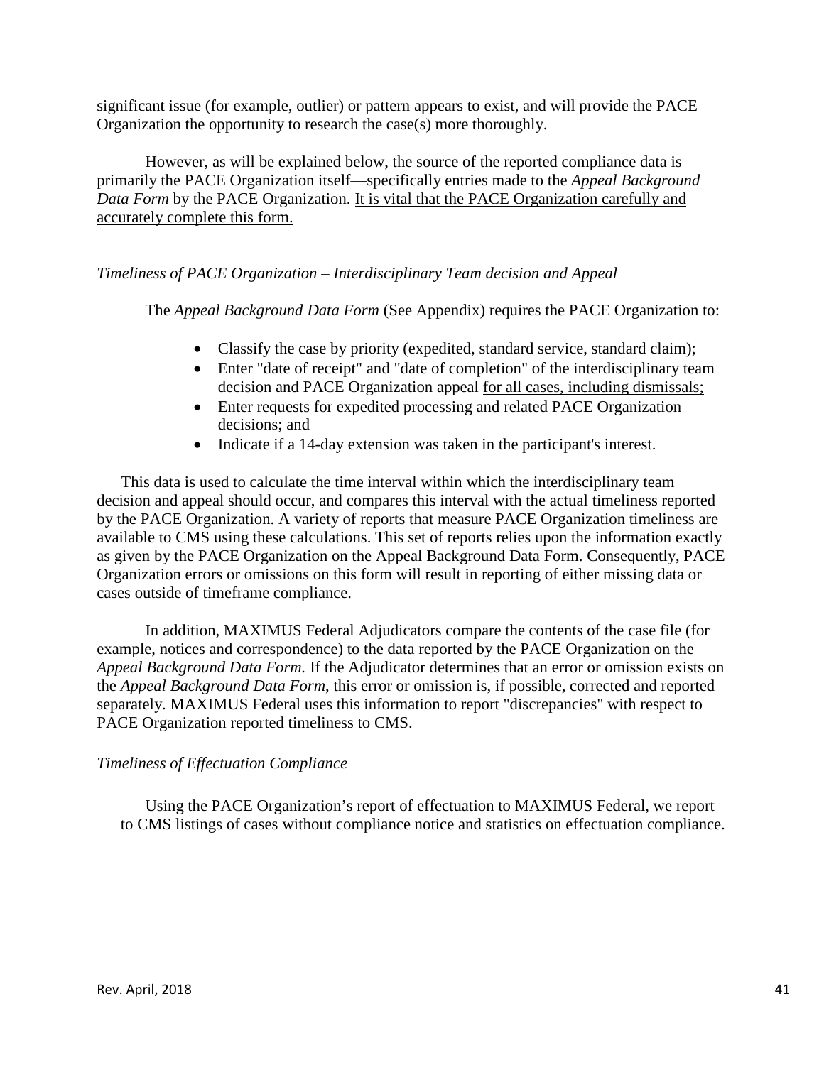significant issue (for example, outlier) or pattern appears to exist, and will provide the PACE Organization the opportunity to research the case(s) more thoroughly.

However, as will be explained below, the source of the reported compliance data is primarily the PACE Organization itself—specifically entries made to the *Appeal Background Data Form* by the PACE Organization. <u>It is vital that the PACE Organization carefully and accurately complete this form.</u>

*Timeliness of PACE Organization – Interdisciplinary Team decision and Appeal*

The *Appeal Background Data Form* (See Appendix) requires the PACE Organization to:

- Classify the case by priority (expedited, standard service, standard claim);
- Enter "date of receipt" and "date of completion" of the interdisciplinary team decision and PACE Organization appeal <u>for all cases, including dismissals;</u>
- Enter requests for expedited processing and related PACE Organization decisions; and
- Indicate if a 14-day extension was taken in the participant's interest.

This data is used to calculate the time interval within which the interdisciplinary team decision and appeal should occur, and compares this interval with the actual timeliness reported by the PACE Organization. A variety of reports that measure PACE Organization timeliness are available to CMS using these calculations. This set of reports relies upon the information exactly as given by the PACE Organization on the Appeal Background Data Form. Consequently, PACE Organization errors or omissions on this form will result in reporting of either missing data or cases outside of timeframe compliance.

In addition, MAXIMUS Federal Adjudicators compare the contents of the case file (for example, notices and correspondence) to the data reported by the PACE Organization on the *Appeal Background Data Form.* If the Adjudicator determines that an error or omission exists on the *Appeal Background Data Form*, this error or omission is, if possible, corrected and reported separately. MAXIMUS Federal uses this information to report "discrepancies" with respect to PACE Organization reported timeliness to CMS.

*Timeliness of Effectuation Compliance*

Using the PACE Organization's report of effectuation to MAXIMUS Federal, we report to CMS listings of cases without compliance notice and statistics on effectuation compliance.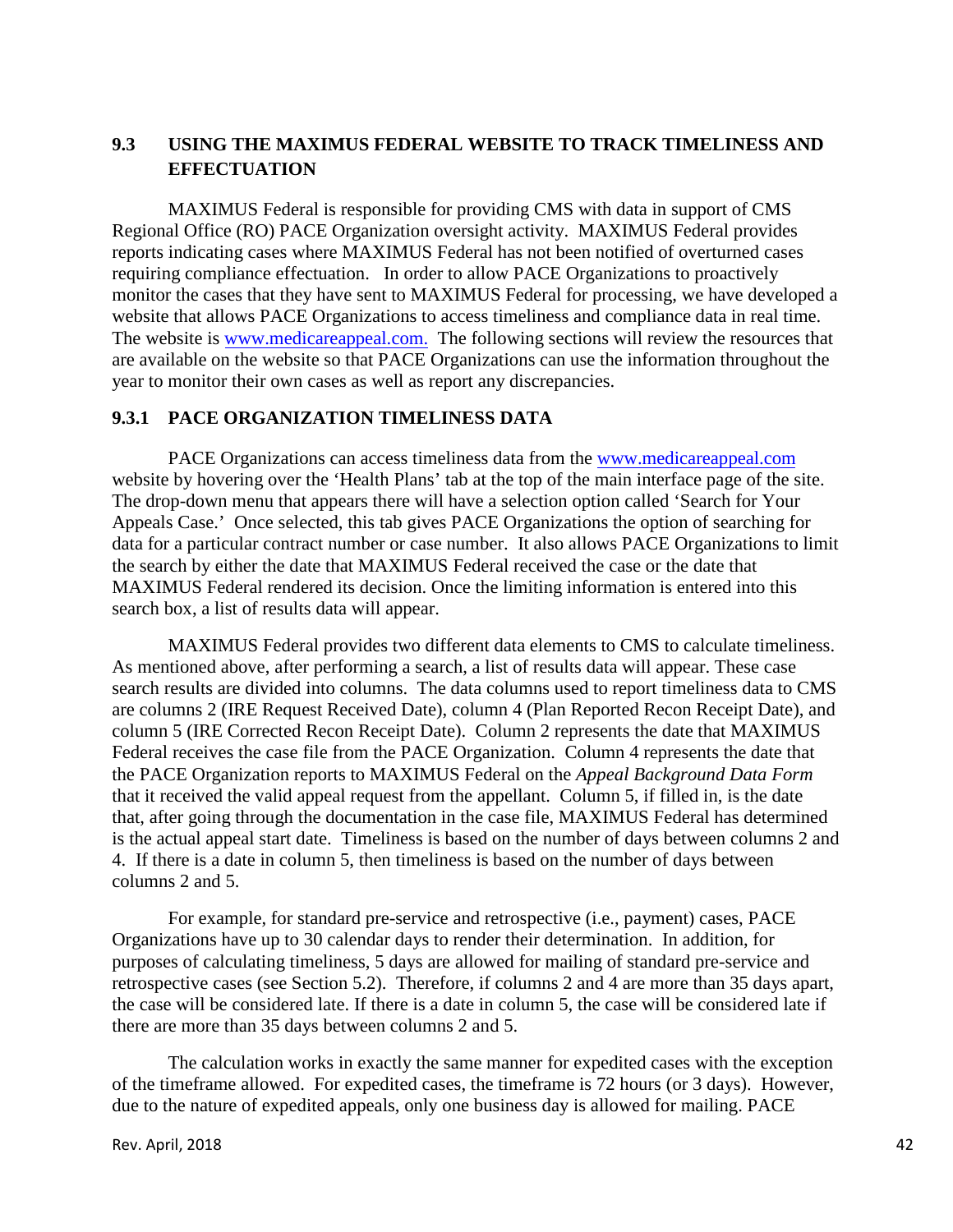## 9.3 USING THE MAXIMUS FEDERAL WEBSITE TO TRACK TIMELINESS AND EFFECTUATION

MAXIMUS Federal is responsible for providing CMS with data in support of CMS Regional Office (RO) PACE Organization oversight activity. MAXIMUS Federal provides reports indicating cases where MAXIMUS Federal has not been notified of overturned cases requiring compliance effectuation. In order to allow PACE Organizations to proactively monitor the cases that they have sent to MAXIMUS Federal for processing, we have developed a website that allows PACE Organizations to access timeliness and compliance data in real time. The website is [www.medicareappeal.com.](http://www.medicareappeal.com) The following sections will review the resources that are available on the website so that PACE Organizations can use the information throughout the year to monitor their own cases as well as report any discrepancies.

### 9.3.1 PACE ORGANIZATION TIMELINESS DATA

PACE Organizations can access timeliness data from the [www.medicareappeal.com](http://www.medicareappeal.com) website by hovering over the 'Health Plans' tab at the top of the main interface page of the site. The drop-down menu that appears there will have a selection option called 'Search for Your Appeals Case.' Once selected, this tab gives PACE Organizations the option of searching for data for a particular contract number or case number. It also allows PACE Organizations to limit the search by either the date that MAXIMUS Federal received the case or the date that MAXIMUS Federal rendered its decision. Once the limiting information is entered into this search box, a list of results data will appear.

MAXIMUS Federal provides two different data elements to CMS to calculate timeliness. As mentioned above, after performing a search, a list of results data will appear. These case search results are divided into columns. The data columns used to report timeliness data to CMS are columns 2 (IRE Request Received Date), column 4 (Plan Reported Recon Receipt Date), and column 5 (IRE Corrected Recon Receipt Date). Column 2 represents the date that MAXIMUS Federal receives the case file from the PACE Organization. Column 4 represents the date that the PACE Organization reports to MAXIMUS Federal on the *Appeal Background Data Form* that it received the valid appeal request from the appellant. Column 5, if filled in, is the date that, after going through the documentation in the case file, MAXIMUS Federal has determined is the actual appeal start date. Timeliness is based on the number of days between columns 2 and 4. If there is a date in column 5, then timeliness is based on the number of days between columns 2 and 5.

For example, for standard pre-service and retrospective (i.e., payment) cases, PACE Organizations have up to 30 calendar days to render their determination. In addition, for purposes of calculating timeliness, 5 days are allowed for mailing of standard pre-service and retrospective cases (see Section 5.2). Therefore, if columns 2 and 4 are more than 35 days apart, the case will be considered late. If there is a date in column 5, the case will be considered late if there are more than 35 days between columns 2 and 5.

The calculation works in exactly the same manner for expedited cases with the exception of the timeframe allowed. For expedited cases, the timeframe is 72 hours (or 3 days). However, due to the nature of expedited appeals, only one business day is allowed for mailing. PACE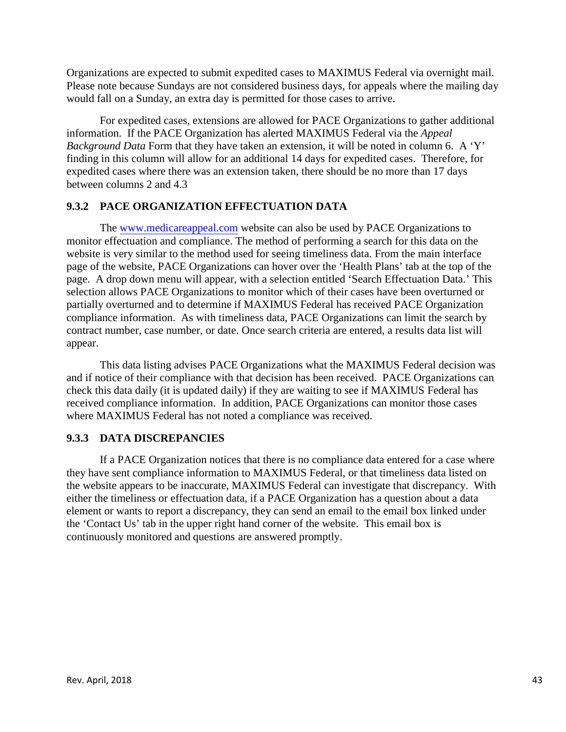Organizations are expected to submit expedited cases to MAXIMUS Federal via overnight mail. Please note because Sundays are not considered business days, for appeals where the mailing day would fall on a Sunday, an extra day is permitted for those cases to arrive.

For expedited cases, extensions are allowed for PACE Organizations to gather additional information. If the PACE Organization has alerted MAXIMUS Federal via the *Appeal Background Data* Form that they have taken an extension, it will be noted in column 6. A 'Y' finding in this column will allow for an additional 14 days for expedited cases. Therefore, for expedited cases where there was an extension taken, there should be no more than 17 days between columns 2 and 4.3

### 9.3.2 PACE ORGANIZATION EFFECTUATION DATA

The [www.medicareappeal.com](http://www.medicareappeal.com) website can also be used by PACE Organizations to monitor effectuation and compliance. The method of performing a search for this data on the website is very similar to the method used for seeing timeliness data. From the main interface page of the website, PACE Organizations can hover over the 'Health Plans' tab at the top of the page. A drop down menu will appear, with a selection entitled 'Search Effectuation Data.' This selection allows PACE Organizations to monitor which of their cases have been overturned or partially overturned and to determine if MAXIMUS Federal has received PACE Organization compliance information. As with timeliness data, PACE Organizations can limit the search by contract number, case number, or date. Once search criteria are entered, a results data list will appear.

This data listing advises PACE Organizations what the MAXIMUS Federal decision was and if notice of their compliance with that decision has been received. PACE Organizations can check this data daily (it is updated daily) if they are waiting to see if MAXIMUS Federal has received compliance information. In addition, PACE Organizations can monitor those cases where MAXIMUS Federal has not noted a compliance was received.

### 9.3.3 DATA DISCREPANCIES

If a PACE Organization notices that there is no compliance data entered for a case where they have sent compliance information to MAXIMUS Federal, or that timeliness data listed on the website appears to be inaccurate, MAXIMUS Federal can investigate that discrepancy. With either the timeliness or effectuation data, if a PACE Organization has a question about a data element or wants to report a discrepancy, they can send an email to the email box linked under the 'Contact Us' tab in the upper right hand corner of the website. This email box is continuously monitored and questions are answered promptly.